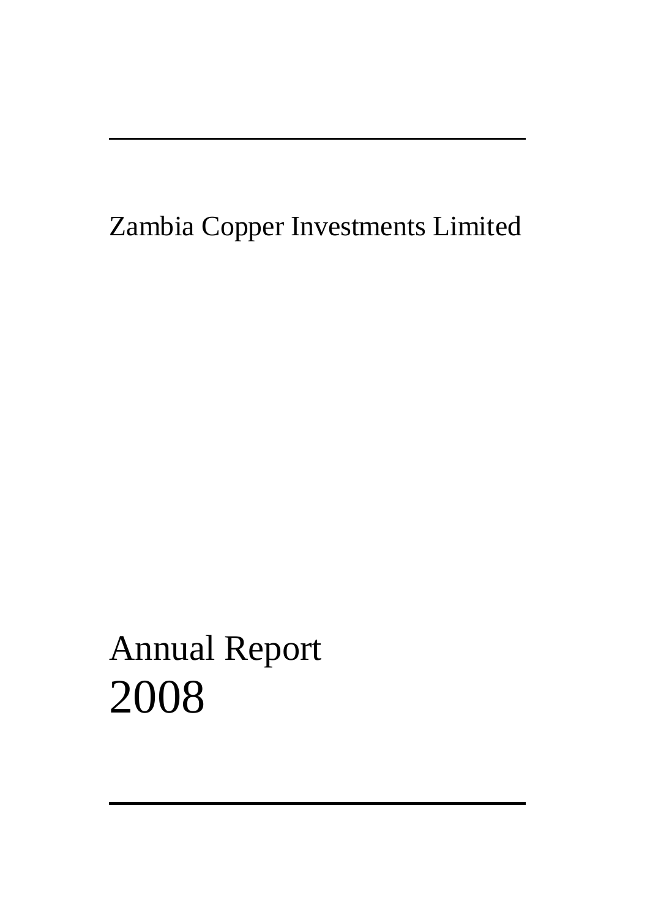Zambia Copper Investments Limited

# Annual Report 2008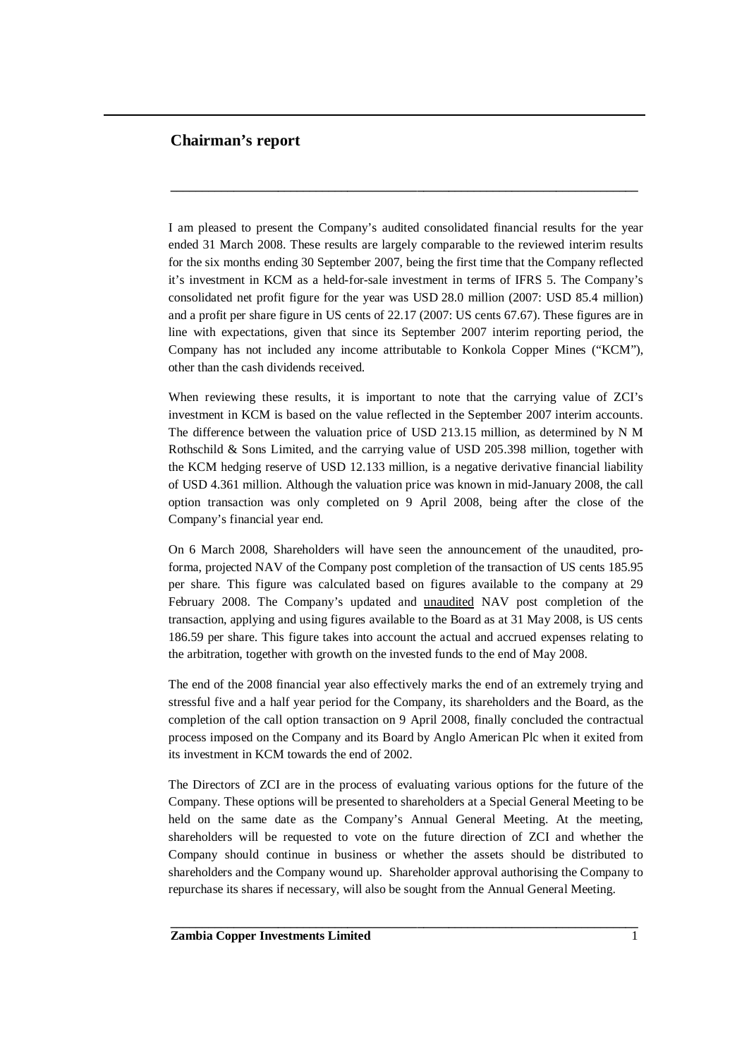## Chairman's report

I am pleased to present the Company's audited consolidated financial results for the year ended 31 March 2008. These results are largely comparable to the reviewed interim results for the six months ending 30 September 2007, being the first time that the Company reflected it's investment in KCM as a held-for-sale investment in terms of IFRS 5. The Company's consolidated net profit figure for the year was USD 28.0 million (2007: USD 85.4 million) and a profit per share figure in US cents of 22.17 (2007: US cents 67.67). These figures are in line with expectations, given that since its September 2007 interim reporting period, the Company has not included any income attributable to Konkola Copper Mines ("KCM"), other than the cash dividends received.

When reviewing these results, it is important to note that the carrying value of ZCI's investment in KCM is based on the value reflected in the September 2007 interim accounts. The difference between the valuation price of USD 213.15 million, as determined by N M Rothschild & Sons Limited, and the carrying value of USD 205.398 million, together with the KCM hedging reserve of USD 12.133 million, is a negative derivative financial liability of USD 4.361 million. Although the valuation price was known in mid-January 2008, the call option transaction was only completed on 9 April 2008, being after the close of the Company's financial year end.

On 6 March 2008, Shareholders will have seen the announcement of the unaudited, pro-forma, projected NAV of the Company post completion of the transaction of US cents 185.95 per share. This figure was calculated based on figures available to the company at 29 February 2008. The Company's updated and <u>unaudited</u> NAV post completion of the transaction, applying and using figures available to the Board as at 31 May 2008, is US cents 186.59 per share. This figure takes into account the actual and accrued expenses relating to the arbitration, together with growth on the invested funds to the end of May 2008.

The end of the 2008 financial year also effectively marks the end of an extremely trying and stressful five and a half year period for the Company, its shareholders and the Board, as the completion of the call option transaction on 9 April 2008, finally concluded the contractual process imposed on the Company and its Board by Anglo American Plc when it exited from its investment in KCM towards the end of 2002.

The Directors of ZCI are in the process of evaluating various options for the future of the Company. These options will be presented to shareholders at a Special General Meeting to be held on the same date as the Company's Annual General Meeting. At the meeting, shareholders will be requested to vote on the future direction of ZCI and whether the Company should continue in business or whether the assets should be distributed to shareholders and the Company wound up. Shareholder approval authorising the Company to repurchase its shares if necessary, will also be sought from the Annual General Meeting.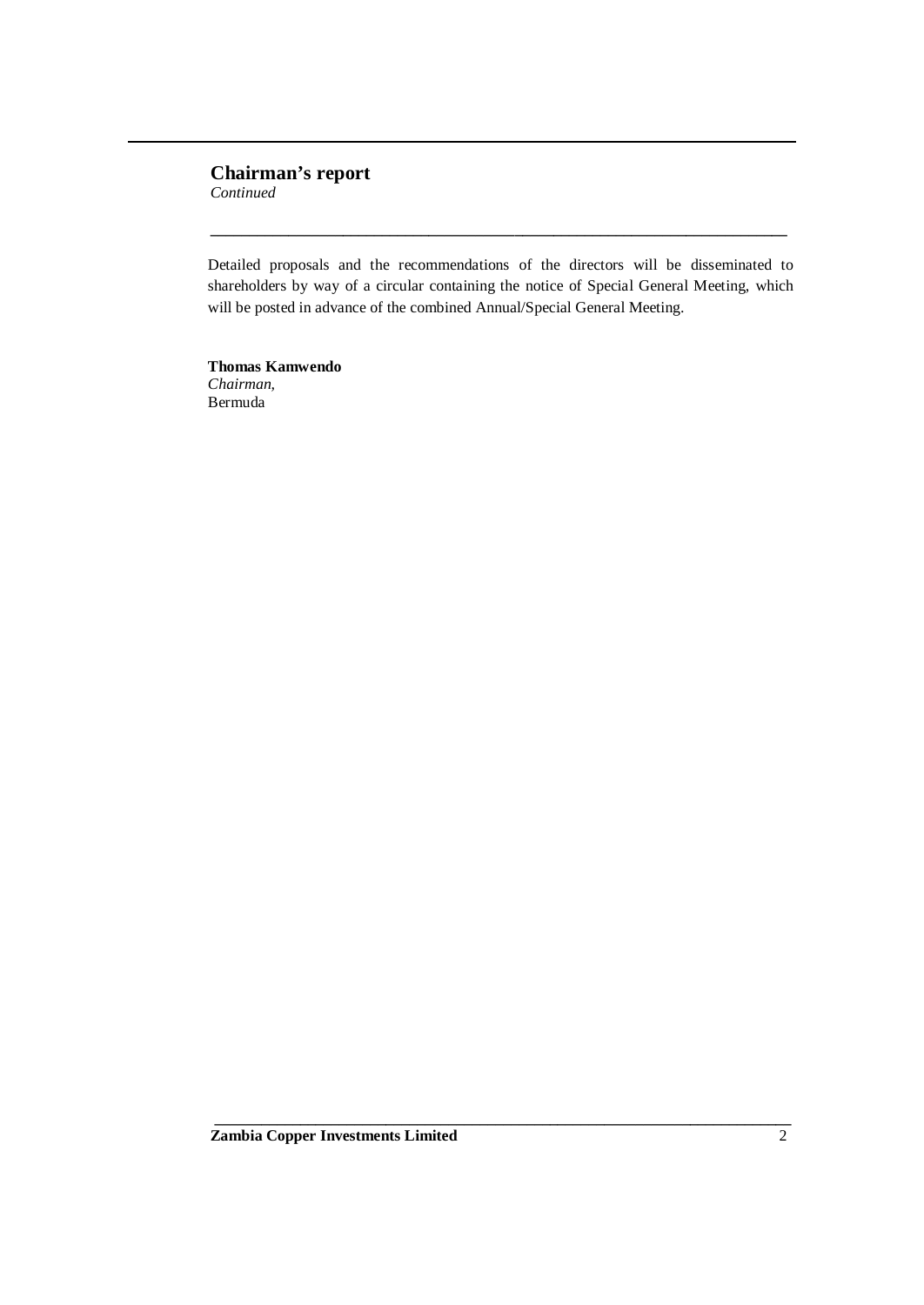## Chairman's report

*Continued*

Detailed proposals and the recommendations of the directors will be disseminated to shareholders by way of a circular containing the notice of Special General Meeting, which will be posted in advance of the combined Annual/Special General Meeting.

**Thomas Kamwendo**
*Chairman,*
Bermuda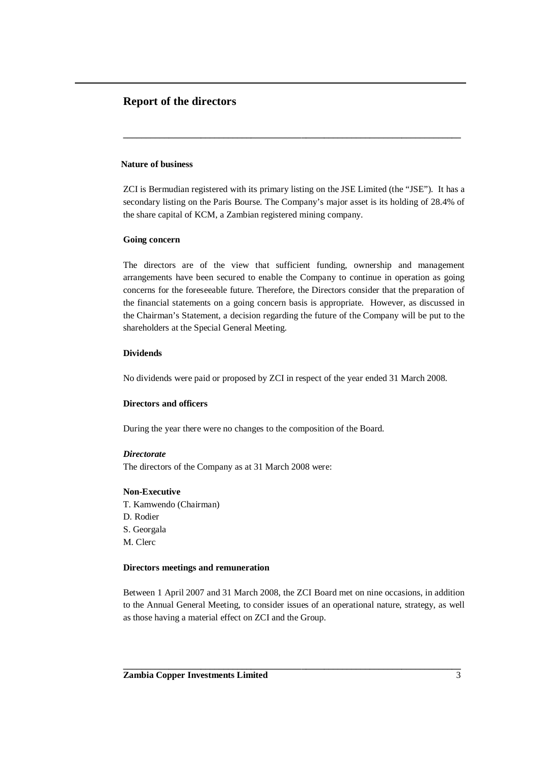# Report of the directors

### Nature of business

ZCI is Bermudian registered with its primary listing on the JSE Limited (the "JSE"). It has a secondary listing on the Paris Bourse. The Company's major asset is its holding of 28.4% of the share capital of KCM, a Zambian registered mining company.

### Going concern

The directors are of the view that sufficient funding, ownership and management arrangements have been secured to enable the Company to continue in operation as going concerns for the foreseeable future. Therefore, the Directors consider that the preparation of the financial statements on a going concern basis is appropriate. However, as discussed in the Chairman's Statement, a decision regarding the future of the Company will be put to the shareholders at the Special General Meeting.

### Dividends

No dividends were paid or proposed by ZCI in respect of the year ended 31 March 2008.

### Directors and officers

During the year there were no changes to the composition of the Board.

***Directorate***

The directors of the Company as at 31 March 2008 were:

**Non-Executive**

T. Kamwendo (Chairman)
D. Rodier
S. Georgala
M. Clerc

### Directors meetings and remuneration

Between 1 April 2007 and 31 March 2008, the ZCI Board met on nine occasions, in addition to the Annual General Meeting, to consider issues of an operational nature, strategy, as well as those having a material effect on ZCI and the Group.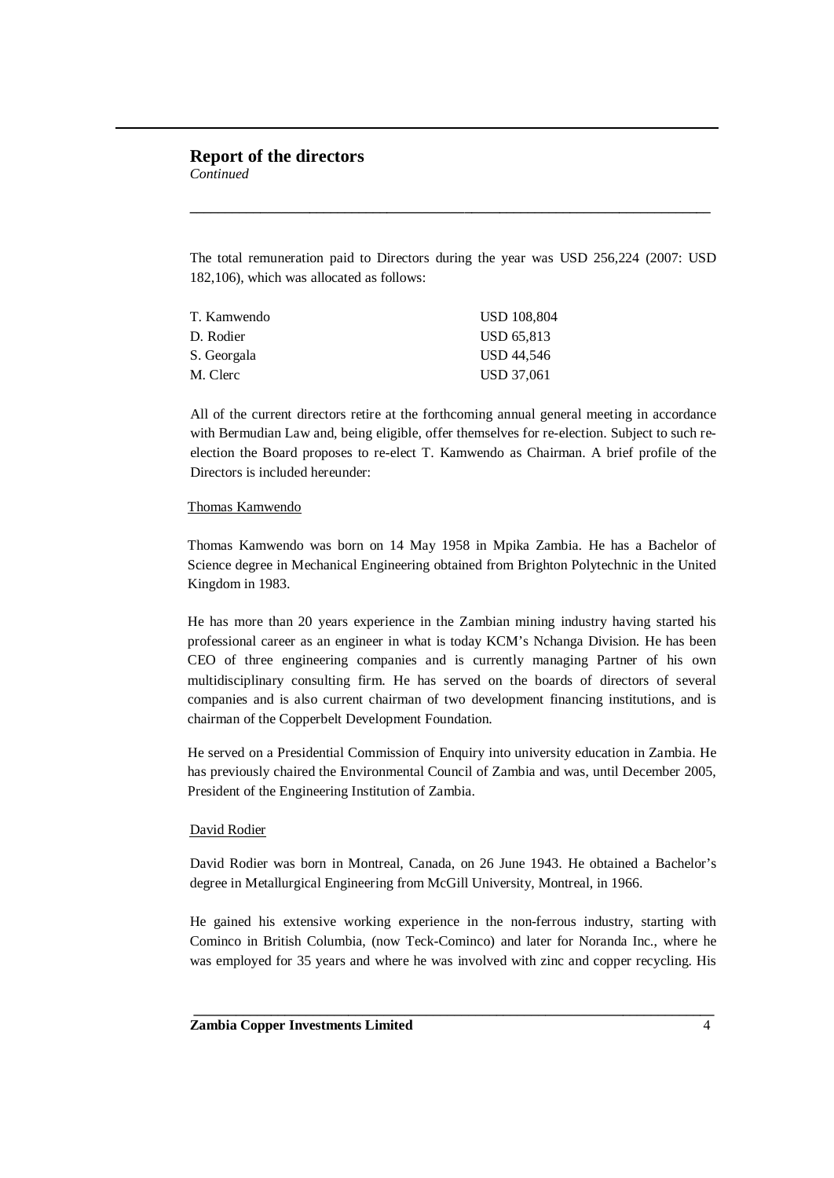## Report of the directors

*Continued*

The total remuneration paid to Directors during the year was USD 256,224 (2007: USD 182,106), which was allocated as follows:

| | |
|---|---|
| T. Kamwendo | USD 108,804 |
| D. Rodier | USD 65,813 |
| S. Georgala | USD 44,546 |
| M. Clerc | USD 37,061 |

All of the current directors retire at the forthcoming annual general meeting in accordance with Bermudian Law and, being eligible, offer themselves for re-election. Subject to such re-election the Board proposes to re-elect T. Kamwendo as Chairman. A brief profile of the Directors is included hereunder:

Thomas Kamwendo

Thomas Kamwendo was born on 14 May 1958 in Mpika Zambia. He has a Bachelor of Science degree in Mechanical Engineering obtained from Brighton Polytechnic in the United Kingdom in 1983.

He has more than 20 years experience in the Zambian mining industry having started his professional career as an engineer in what is today KCM's Nchanga Division. He has been CEO of three engineering companies and is currently managing Partner of his own multidisciplinary consulting firm. He has served on the boards of directors of several companies and is also current chairman of two development financing institutions, and is chairman of the Copperbelt Development Foundation.

He served on a Presidential Commission of Enquiry into university education in Zambia. He has previously chaired the Environmental Council of Zambia and was, until December 2005, President of the Engineering Institution of Zambia.

David Rodier

David Rodier was born in Montreal, Canada, on 26 June 1943. He obtained a Bachelor's degree in Metallurgical Engineering from McGill University, Montreal, in 1966.

He gained his extensive working experience in the non-ferrous industry, starting with Cominco in British Columbia, (now Teck-Cominco) and later for Noranda Inc., where he was employed for 35 years and where he was involved with zinc and copper recycling. His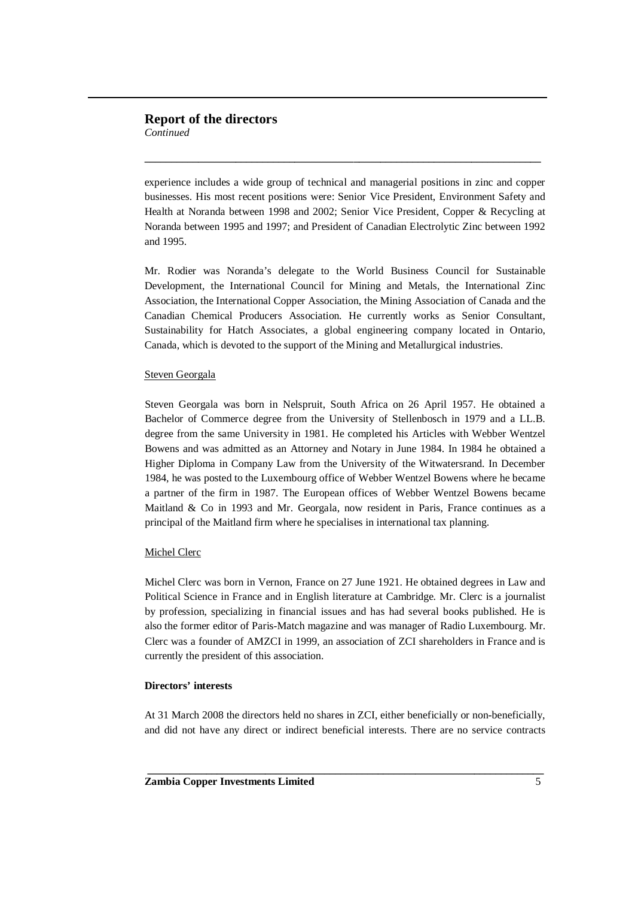experience includes a wide group of technical and managerial positions in zinc and copper businesses. His most recent positions were: Senior Vice President, Environment Safety and Health at Noranda between 1998 and 2002; Senior Vice President, Copper & Recycling at Noranda between 1995 and 1997; and President of Canadian Electrolytic Zinc between 1992 and 1995.

Mr. Rodier was Noranda's delegate to the World Business Council for Sustainable Development, the International Council for Mining and Metals, the International Zinc Association, the International Copper Association, the Mining Association of Canada and the Canadian Chemical Producers Association. He currently works as Senior Consultant, Sustainability for Hatch Associates, a global engineering company located in Ontario, Canada, which is devoted to the support of the Mining and Metallurgical industries.

Steven Georgala

Steven Georgala was born in Nelspruit, South Africa on 26 April 1957. He obtained a Bachelor of Commerce degree from the University of Stellenbosch in 1979 and a LL.B. degree from the same University in 1981. He completed his Articles with Webber Wentzel Bowens and was admitted as an Attorney and Notary in June 1984. In 1984 he obtained a Higher Diploma in Company Law from the University of the Witwatersrand. In December 1984, he was posted to the Luxembourg office of Webber Wentzel Bowens where he became a partner of the firm in 1987. The European offices of Webber Wentzel Bowens became Maitland & Co in 1993 and Mr. Georgala, now resident in Paris, France continues as a principal of the Maitland firm where he specialises in international tax planning.

Michel Clerc

Michel Clerc was born in Vernon, France on 27 June 1921. He obtained degrees in Law and Political Science in France and in English literature at Cambridge. Mr. Clerc is a journalist by profession, specializing in financial issues and has had several books published. He is also the former editor of Paris-Match magazine and was manager of Radio Luxembourg. Mr. Clerc was a founder of AMZCI in 1999, an association of ZCI shareholders in France and is currently the president of this association.

**Directors' interests**

At 31 March 2008 the directors held no shares in ZCI, either beneficially or non-beneficially, and did not have any direct or indirect beneficial interests. There are no service contracts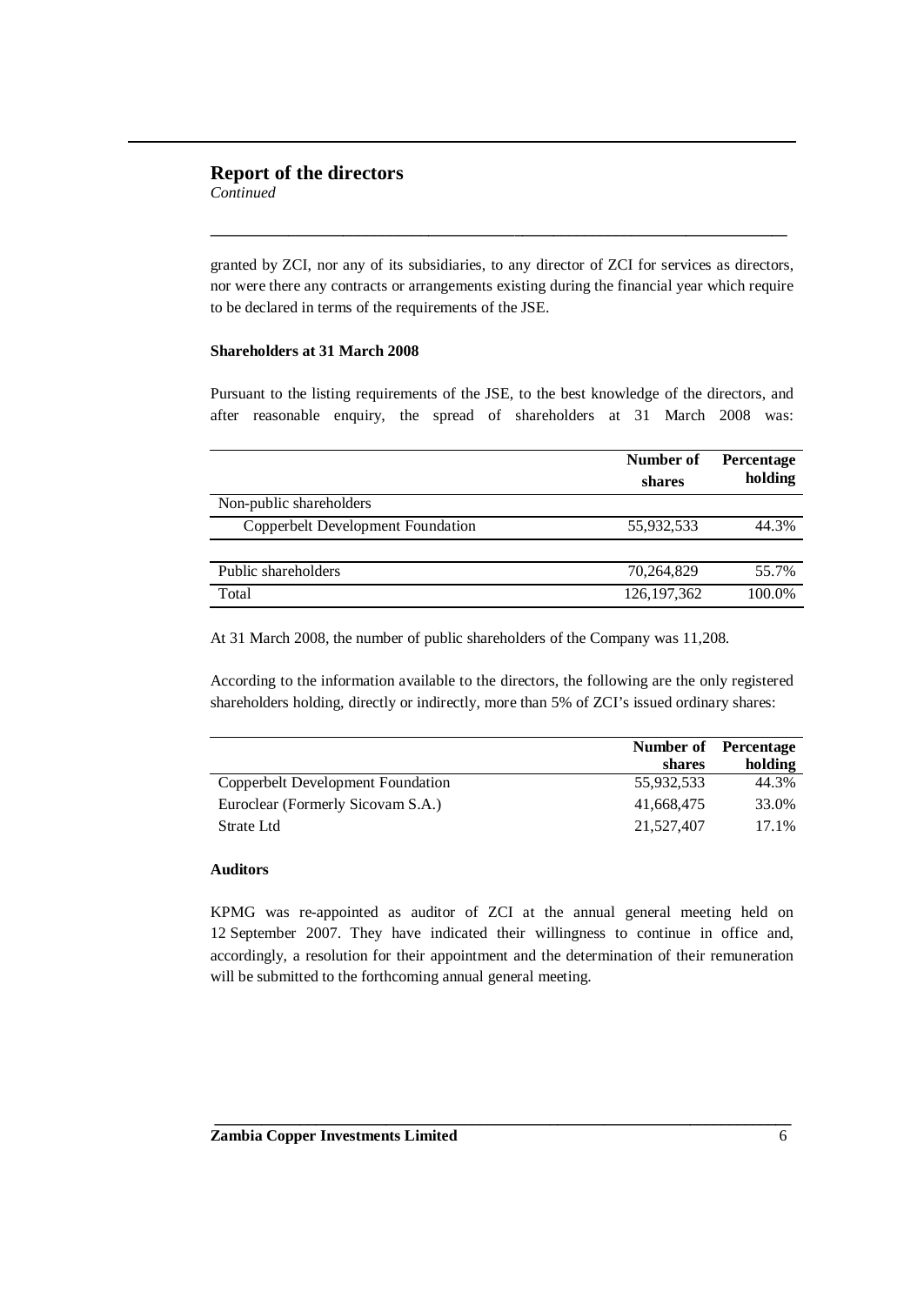## Report of the directors

*Continued*

granted by ZCI, nor any of its subsidiaries, to any director of ZCI for services as directors, nor were there any contracts or arrangements existing during the financial year which require to be declared in terms of the requirements of the JSE.

**Shareholders at 31 March 2008**

Pursuant to the listing requirements of the JSE, to the best knowledge of the directors, and after reasonable enquiry, the spread of shareholders at 31 March 2008 was:

| | Number of shares | Percentage holding |
|---|---|---|
| Non-public shareholders | | |
| Copperbelt Development Foundation | 55,932,533 | 44.3% |
| Public shareholders | 70,264,829 | 55.7% |
| Total | 126,197,362 | 100.0% |

At 31 March 2008, the number of public shareholders of the Company was 11,208.

According to the information available to the directors, the following are the only registered shareholders holding, directly or indirectly, more than 5% of ZCI's issued ordinary shares:

| | Number of shares | Percentage holding |
|---|---|---|
| Copperbelt Development Foundation | 55,932,533 | 44.3% |
| Euroclear (Formerly Sicovam S.A.) | 41,668,475 | 33.0% |
| Strate Ltd | 21,527,407 | 17.1% |

**Auditors**

KPMG was re-appointed as auditor of ZCI at the annual general meeting held on 12 September 2007. They have indicated their willingness to continue in office and, accordingly, a resolution for their appointment and the determination of their remuneration will be submitted to the forthcoming annual general meeting.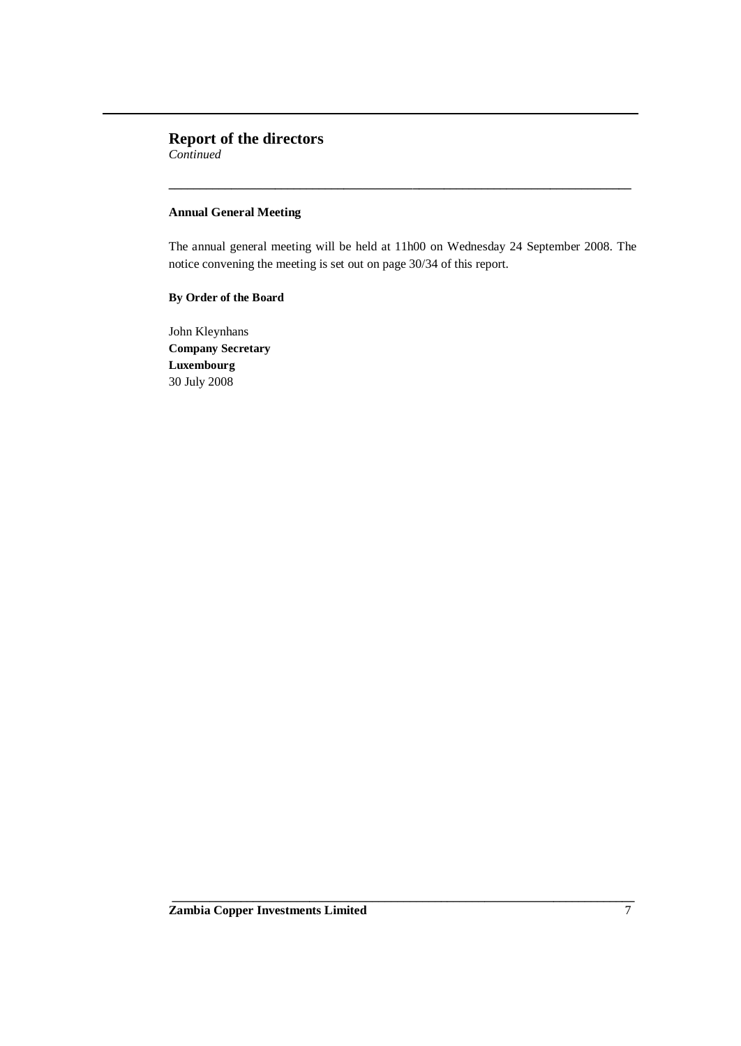# Report of the directors

*Continued*

### Annual General Meeting

The annual general meeting will be held at 11h00 on Wednesday 24 September 2008. The notice convening the meeting is set out on page 30/34 of this report.

**By Order of the Board**

John Kleynhans
**Company Secretary**
**Luxembourg**
30 July 2008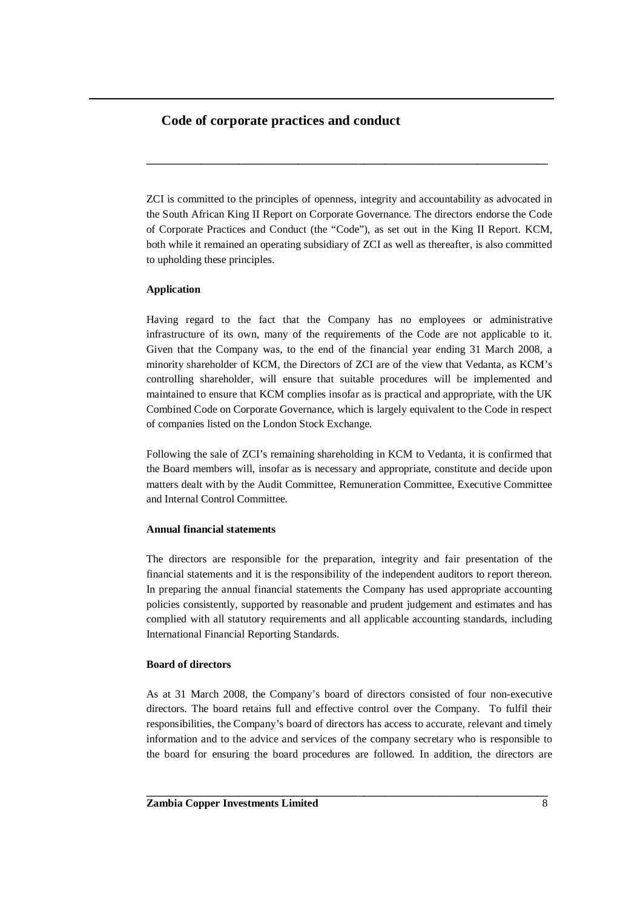## Code of corporate practices and conduct

ZCI is committed to the principles of openness, integrity and accountability as advocated in the South African King II Report on Corporate Governance. The directors endorse the Code of Corporate Practices and Conduct (the "Code"), as set out in the King II Report. KCM, both while it remained an operating subsidiary of ZCI as well as thereafter, is also committed to upholding these principles.

**Application**

Having regard to the fact that the Company has no employees or administrative infrastructure of its own, many of the requirements of the Code are not applicable to it. Given that the Company was, to the end of the financial year ending 31 March 2008, a minority shareholder of KCM, the Directors of ZCI are of the view that Vedanta, as KCM's controlling shareholder, will ensure that suitable procedures will be implemented and maintained to ensure that KCM complies insofar as is practical and appropriate, with the UK Combined Code on Corporate Governance, which is largely equivalent to the Code in respect of companies listed on the London Stock Exchange.

Following the sale of ZCI's remaining shareholding in KCM to Vedanta, it is confirmed that the Board members will, insofar as is necessary and appropriate, constitute and decide upon matters dealt with by the Audit Committee, Remuneration Committee, Executive Committee and Internal Control Committee.

**Annual financial statements**

The directors are responsible for the preparation, integrity and fair presentation of the financial statements and it is the responsibility of the independent auditors to report thereon. In preparing the annual financial statements the Company has used appropriate accounting policies consistently, supported by reasonable and prudent judgement and estimates and has complied with all statutory requirements and all applicable accounting standards, including International Financial Reporting Standards.

**Board of directors**

As at 31 March 2008, the Company's board of directors consisted of four non-executive directors. The board retains full and effective control over the Company. To fulfil their responsibilities, the Company's board of directors has access to accurate, relevant and timely information and to the advice and services of the company secretary who is responsible to the board for ensuring the board procedures are followed. In addition, the directors are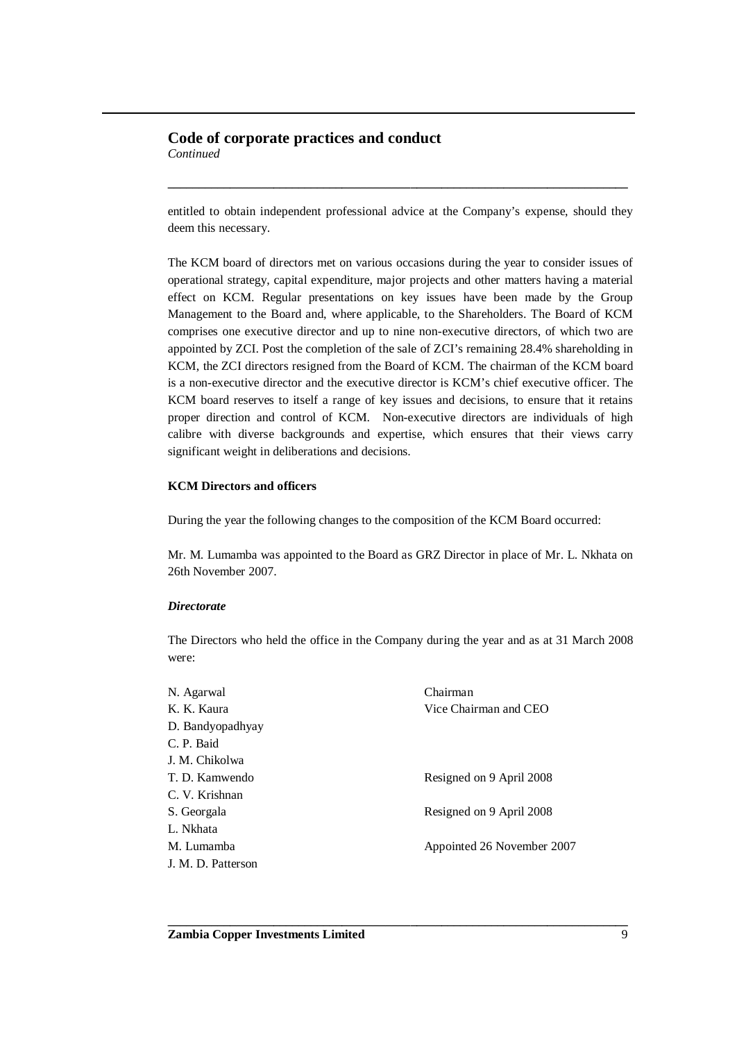## Code of corporate practices and conduct

*Continued*

entitled to obtain independent professional advice at the Company's expense, should they deem this necessary.

The KCM board of directors met on various occasions during the year to consider issues of operational strategy, capital expenditure, major projects and other matters having a material effect on KCM. Regular presentations on key issues have been made by the Group Management to the Board and, where applicable, to the Shareholders. The Board of KCM comprises one executive director and up to nine non-executive directors, of which two are appointed by ZCI. Post the completion of the sale of ZCI's remaining 28.4% shareholding in KCM, the ZCI directors resigned from the Board of KCM. The chairman of the KCM board is a non-executive director and the executive director is KCM's chief executive officer. The KCM board reserves to itself a range of key issues and decisions, to ensure that it retains proper direction and control of KCM. Non-executive directors are individuals of high calibre with diverse backgrounds and expertise, which ensures that their views carry significant weight in deliberations and decisions.

**KCM Directors and officers**

During the year the following changes to the composition of the KCM Board occurred:

Mr. M. Lumamba was appointed to the Board as GRZ Director in place of Mr. L. Nkhata on 26th November 2007.

***Directorate***

The Directors who held the office in the Company during the year and as at 31 March 2008 were:

| | |
|---|---|
| N. Agarwal | Chairman |
| K. K. Kaura | Vice Chairman and CEO |
| D. Bandyopadhyay | |
| C. P. Baid | |
| J. M. Chikolwa | |
| T. D. Kamwendo | Resigned on 9 April 2008 |
| C. V. Krishnan | |
| S. Georgala | Resigned on 9 April 2008 |
| L. Nkhata | |
| M. Lumamba | Appointed 26 November 2007 |
| J. M. D. Patterson | |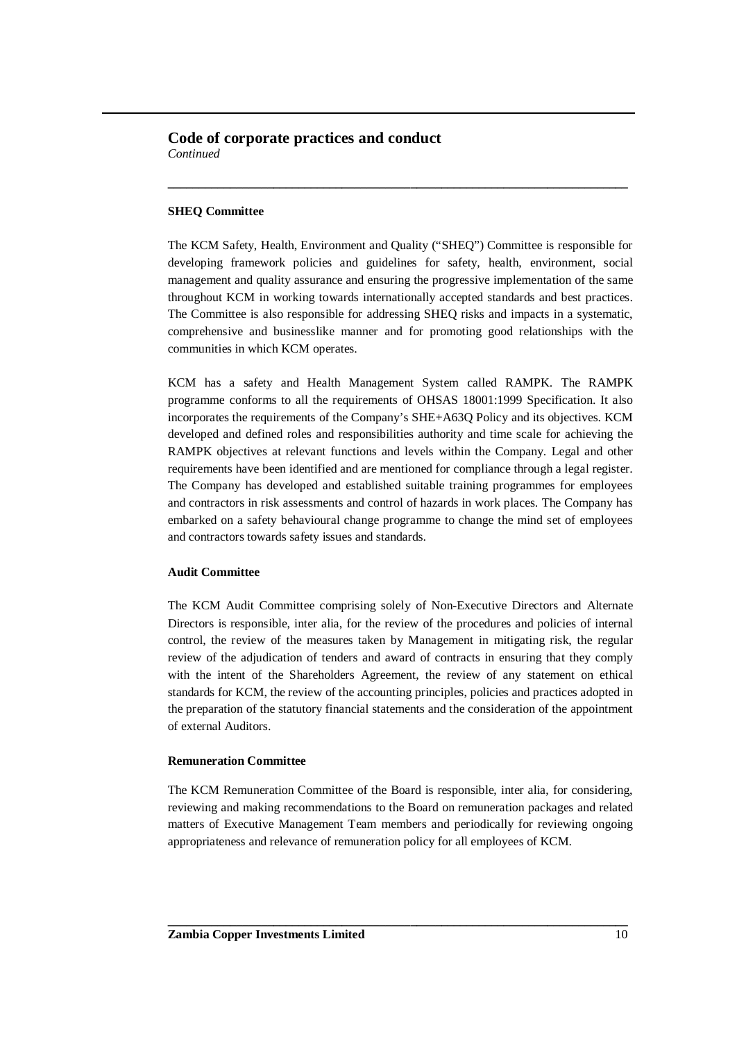## Code of corporate practices and conduct

*Continued*

### SHEQ Committee

The KCM Safety, Health, Environment and Quality ("SHEQ") Committee is responsible for developing framework policies and guidelines for safety, health, environment, social management and quality assurance and ensuring the progressive implementation of the same throughout KCM in working towards internationally accepted standards and best practices. The Committee is also responsible for addressing SHEQ risks and impacts in a systematic, comprehensive and businesslike manner and for promoting good relationships with the communities in which KCM operates.

KCM has a safety and Health Management System called RAMPK. The RAMPK programme conforms to all the requirements of OHSAS 18001:1999 Specification. It also incorporates the requirements of the Company's SHE+A63Q Policy and its objectives. KCM developed and defined roles and responsibilities authority and time scale for achieving the RAMPK objectives at relevant functions and levels within the Company. Legal and other requirements have been identified and are mentioned for compliance through a legal register. The Company has developed and established suitable training programmes for employees and contractors in risk assessments and control of hazards in work places. The Company has embarked on a safety behavioural change programme to change the mind set of employees and contractors towards safety issues and standards.

### Audit Committee

The KCM Audit Committee comprising solely of Non-Executive Directors and Alternate Directors is responsible, inter alia, for the review of the procedures and policies of internal control, the review of the measures taken by Management in mitigating risk, the regular review of the adjudication of tenders and award of contracts in ensuring that they comply with the intent of the Shareholders Agreement, the review of any statement on ethical standards for KCM, the review of the accounting principles, policies and practices adopted in the preparation of the statutory financial statements and the consideration of the appointment of external Auditors.

### Remuneration Committee

The KCM Remuneration Committee of the Board is responsible, inter alia, for considering, reviewing and making recommendations to the Board on remuneration packages and related matters of Executive Management Team members and periodically for reviewing ongoing appropriateness and relevance of remuneration policy for all employees of KCM.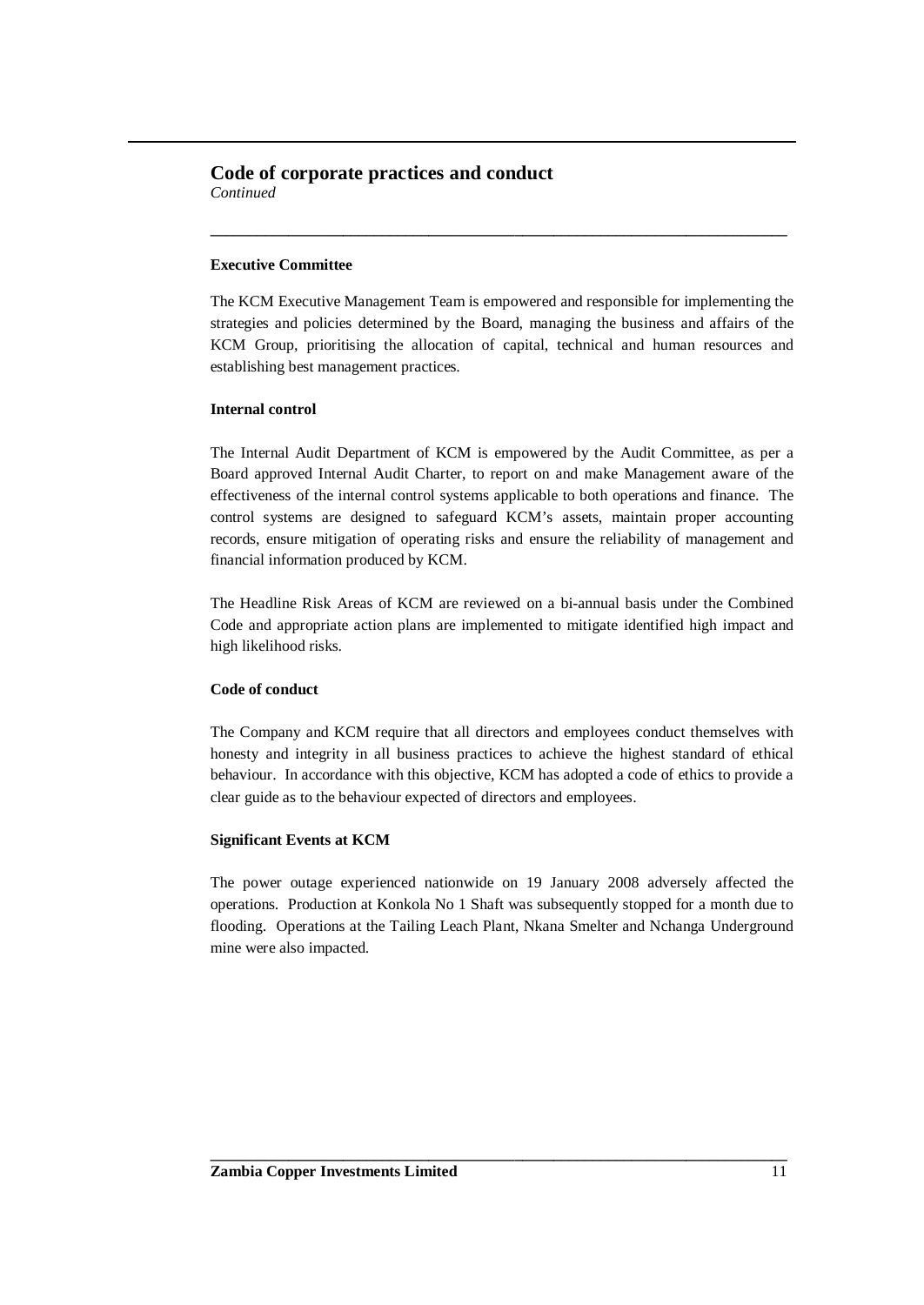## Code of corporate practices and conduct

*Continued*

### Executive Committee

The KCM Executive Management Team is empowered and responsible for implementing the strategies and policies determined by the Board, managing the business and affairs of the KCM Group, prioritising the allocation of capital, technical and human resources and establishing best management practices.

### Internal control

The Internal Audit Department of KCM is empowered by the Audit Committee, as per a Board approved Internal Audit Charter, to report on and make Management aware of the effectiveness of the internal control systems applicable to both operations and finance. The control systems are designed to safeguard KCM's assets, maintain proper accounting records, ensure mitigation of operating risks and ensure the reliability of management and financial information produced by KCM.

The Headline Risk Areas of KCM are reviewed on a bi-annual basis under the Combined Code and appropriate action plans are implemented to mitigate identified high impact and high likelihood risks.

### Code of conduct

The Company and KCM require that all directors and employees conduct themselves with honesty and integrity in all business practices to achieve the highest standard of ethical behaviour. In accordance with this objective, KCM has adopted a code of ethics to provide a clear guide as to the behaviour expected of directors and employees.

### Significant Events at KCM

The power outage experienced nationwide on 19 January 2008 adversely affected the operations. Production at Konkola No 1 Shaft was subsequently stopped for a month due to flooding. Operations at the Tailing Leach Plant, Nkana Smelter and Nchanga Underground mine were also impacted.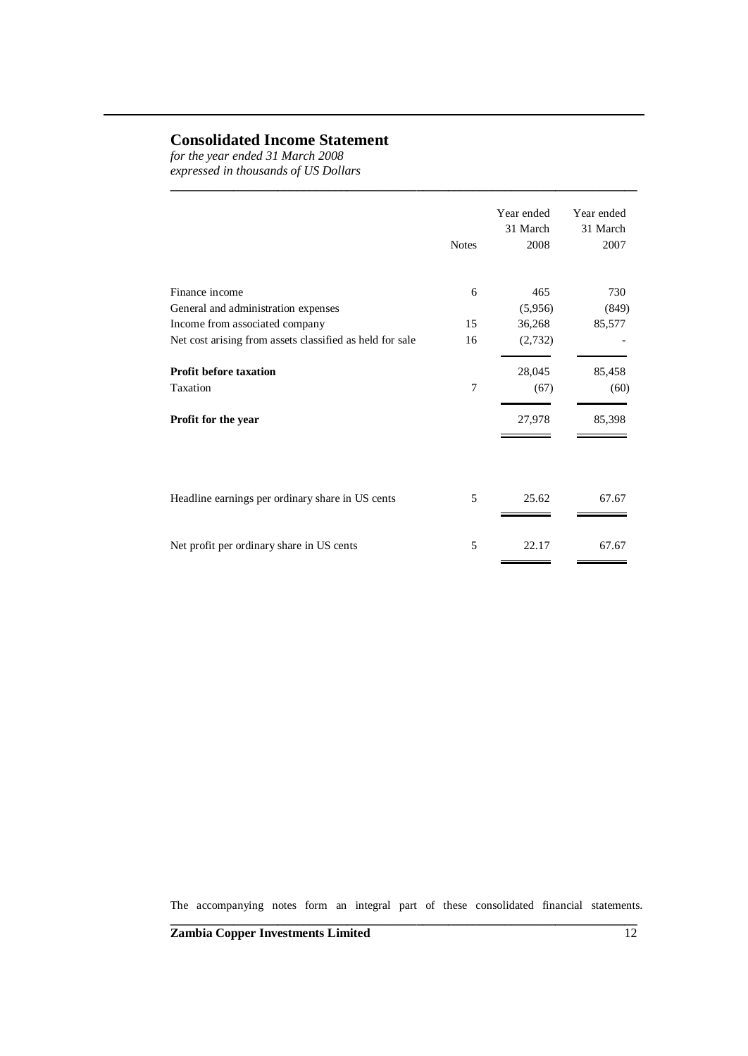# Consolidated Income Statement

*for the year ended 31 March 2008*
*expressed in thousands of US Dollars*

| | Notes | Year ended 31 March 2008 | Year ended 31 March 2007 |
|---|---|---|---|
| Finance income | 6 | 465 | 730 |
| General and administration expenses | | (5,956) | (849) |
| Income from associated company | 15 | 36,268 | 85,577 |
| Net cost arising from assets classified as held for sale | 16 | (2,732) | - |
| **Profit before taxation** | | 28,045 | 85,458 |
| Taxation | 7 | (67) | (60) |
| **Profit for the year** | | 27,978 | 85,398 |
| Headline earnings per ordinary share in US cents | 5 | 25.62 | 67.67 |
| Net profit per ordinary share in US cents | 5 | 22.17 | 67.67 |

The accompanying notes form an integral part of these consolidated financial statements.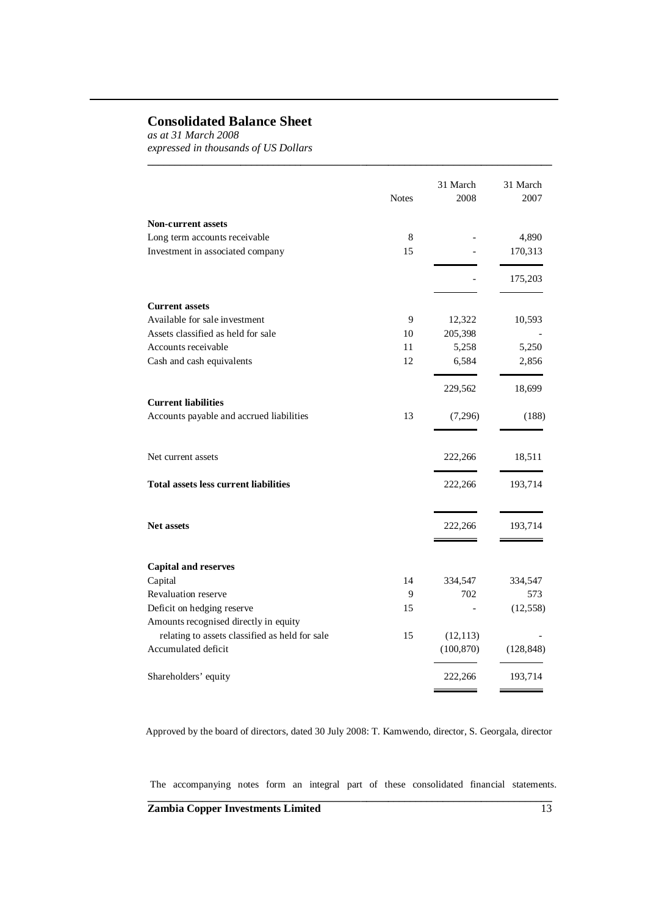# Consolidated Balance Sheet

*as at 31 March 2008*
*expressed in thousands of US Dollars*

| | Notes | 31 March 2008 | 31 March 2007 |
|---|---|---|---|
| **Non-current assets** | | | |
| Long term accounts receivable | 8 | - | 4,890 |
| Investment in associated company | 15 | - | 170,313 |
| | | - | 175,203 |
| **Current assets** | | | |
| Available for sale investment | 9 | 12,322 | 10,593 |
| Assets classified as held for sale | 10 | 205,398 | - |
| Accounts receivable | 11 | 5,258 | 5,250 |
| Cash and cash equivalents | 12 | 6,584 | 2,856 |
| | | 229,562 | 18,699 |
| **Current liabilities** | | | |
| Accounts payable and accrued liabilities | 13 | (7,296) | (188) |
| Net current assets | | 222,266 | 18,511 |
| **Total assets less current liabilities** | | 222,266 | 193,714 |
| **Net assets** | | 222,266 | 193,714 |
| **Capital and reserves** | | | |
| Capital | 14 | 334,547 | 334,547 |
| Revaluation reserve | 9 | 702 | 573 |
| Deficit on hedging reserve | 15 | - | (12,558) |
| Amounts recognised directly in equity relating to assets classified as held for sale | 15 | (12,113) | - |
| Accumulated deficit | | (100,870) | (128,848) |
| Shareholders' equity | | 222,266 | 193,714 |

Approved by the board of directors, dated 30 July 2008: T. Kamwendo, director, S. Georgala, director

The accompanying notes form an integral part of these consolidated financial statements.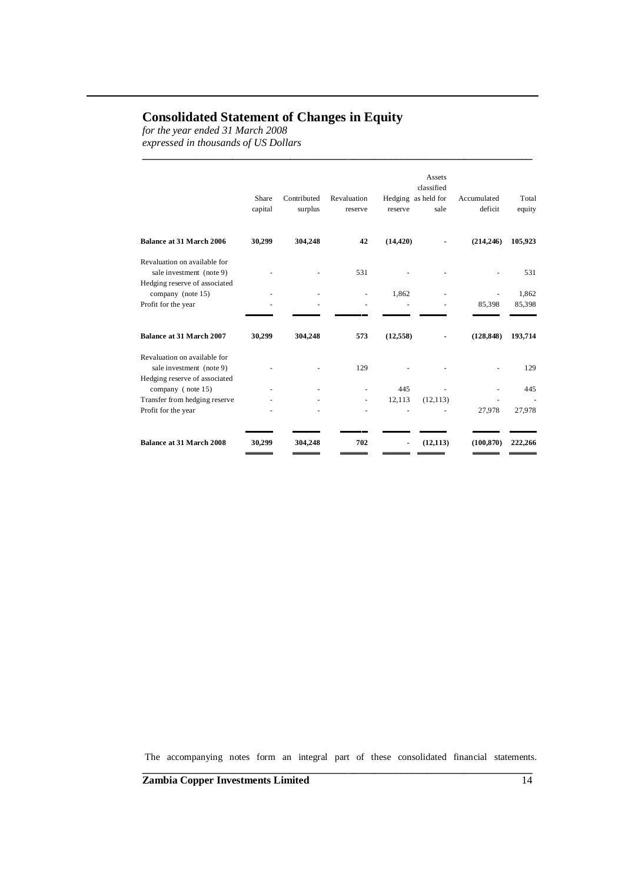# Consolidated Statement of Changes in Equity

*for the year ended 31 March 2008*
*expressed in thousands of US Dollars*

| | Share capital | Contributed surplus | Revaluation reserve | Hedging reserve | Assets classified as held for sale | Accumulated deficit | Total equity |
|---|---|---|---|---|---|---|---|
| **Balance at 31 March 2006** | **30,299** | **304,248** | **42** | **(14,420)** | **-** | **(214,246)** | **105,923** |
| Revaluation on available for sale investment (note 9) | - | - | 531 | - | - | - | 531 |
| Hedging reserve of associated company (note 15) | - | - | - | 1,862 | - | - | 1,862 |
| Profit for the year | - | - | - | - | - | 85,398 | 85,398 |
| **Balance at 31 March 2007** | **30,299** | **304,248** | **573** | **(12,558)** | **-** | **(128,848)** | **193,714** |
| Revaluation on available for sale investment (note 9) | - | - | 129 | - | - | - | 129 |
| Hedging reserve of associated company ( note 15) | - | - | - | 445 | - | - | 445 |
| Transfer from hedging reserve | - | - | - | 12,113 | (12,113) | - | - |
| Profit for the year | - | - | - | - | - | 27,978 | 27,978 |
| **Balance at 31 March 2008** | **30,299** | **304,248** | **702** | **-** | **(12,113)** | **(100,870)** | **222,266** |

The accompanying notes form an integral part of these consolidated financial statements.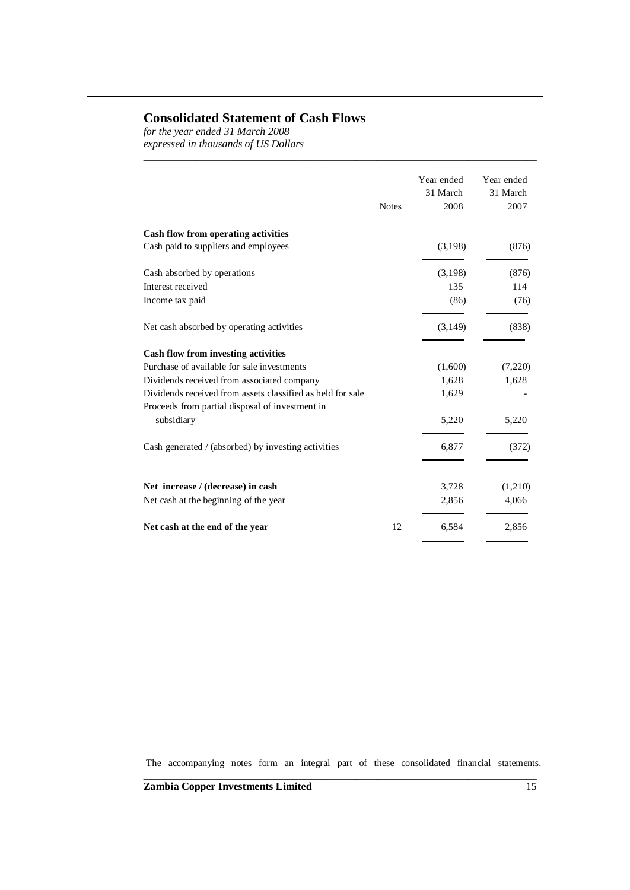# Consolidated Statement of Cash Flows

*for the year ended 31 March 2008*
*expressed in thousands of US Dollars*

| | Notes | Year ended 31 March 2008 | Year ended 31 March 2007 |
|---|---|---|---|
| **Cash flow from operating activities** | | | |
| Cash paid to suppliers and employees | | (3,198) | (876) |
| Cash absorbed by operations | | (3,198) | (876) |
| Interest received | | 135 | 114 |
| Income tax paid | | (86) | (76) |
| Net cash absorbed by operating activities | | (3,149) | (838) |
| **Cash flow from investing activities** | | | |
| Purchase of available for sale investments | | (1,600) | (7,220) |
| Dividends received from associated company | | 1,628 | 1,628 |
| Dividends received from assets classified as held for sale | | 1,629 | - |
| Proceeds from partial disposal of investment in subsidiary | | 5,220 | 5,220 |
| Cash generated / (absorbed) by investing activities | | 6,877 | (372) |
| **Net increase / (decrease) in cash** | | 3,728 | (1,210) |
| Net cash at the beginning of the year | | 2,856 | 4,066 |
| **Net cash at the end of the year** | 12 | 6,584 | 2,856 |

The accompanying notes form an integral part of these consolidated financial statements.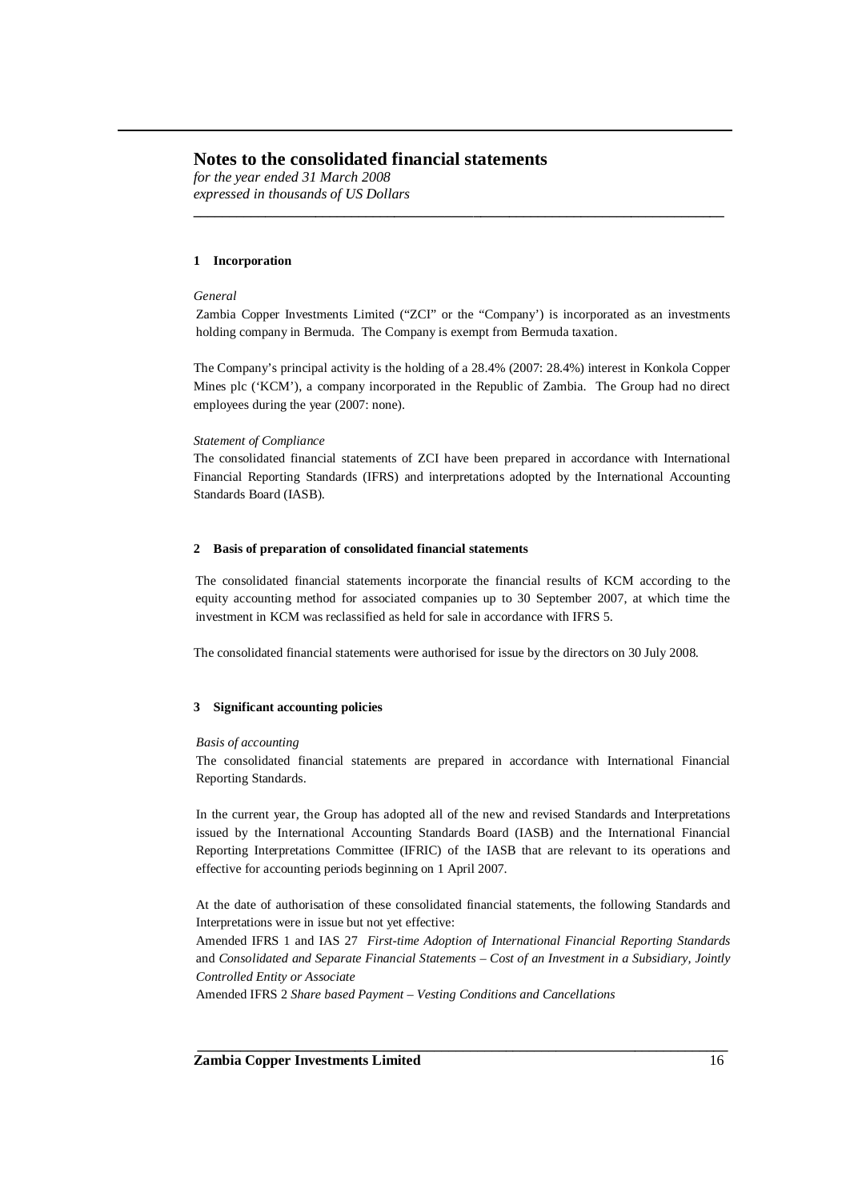# Notes to the consolidated financial statements

*for the year ended 31 March 2008*
*expressed in thousands of US Dollars*

### 1 Incorporation

*General*

Zambia Copper Investments Limited ("ZCI" or the "Company') is incorporated as an investments holding company in Bermuda. The Company is exempt from Bermuda taxation.

The Company's principal activity is the holding of a 28.4% (2007: 28.4%) interest in Konkola Copper Mines plc ('KCM'), a company incorporated in the Republic of Zambia. The Group had no direct employees during the year (2007: none).

*Statement of Compliance*

The consolidated financial statements of ZCI have been prepared in accordance with International Financial Reporting Standards (IFRS) and interpretations adopted by the International Accounting Standards Board (IASB).

### 2 Basis of preparation of consolidated financial statements

The consolidated financial statements incorporate the financial results of KCM according to the equity accounting method for associated companies up to 30 September 2007, at which time the investment in KCM was reclassified as held for sale in accordance with IFRS 5.

The consolidated financial statements were authorised for issue by the directors on 30 July 2008.

### 3 Significant accounting policies

*Basis of accounting*

The consolidated financial statements are prepared in accordance with International Financial Reporting Standards.

In the current year, the Group has adopted all of the new and revised Standards and Interpretations issued by the International Accounting Standards Board (IASB) and the International Financial Reporting Interpretations Committee (IFRIC) of the IASB that are relevant to its operations and effective for accounting periods beginning on 1 April 2007.

At the date of authorisation of these consolidated financial statements, the following Standards and Interpretations were in issue but not yet effective:

Amended IFRS 1 and IAS 27 *First-time Adoption of International Financial Reporting Standards* and *Consolidated and Separate Financial Statements – Cost of an Investment in a Subsidiary, Jointly Controlled Entity or Associate*

Amended IFRS 2 *Share based Payment – Vesting Conditions and Cancellations*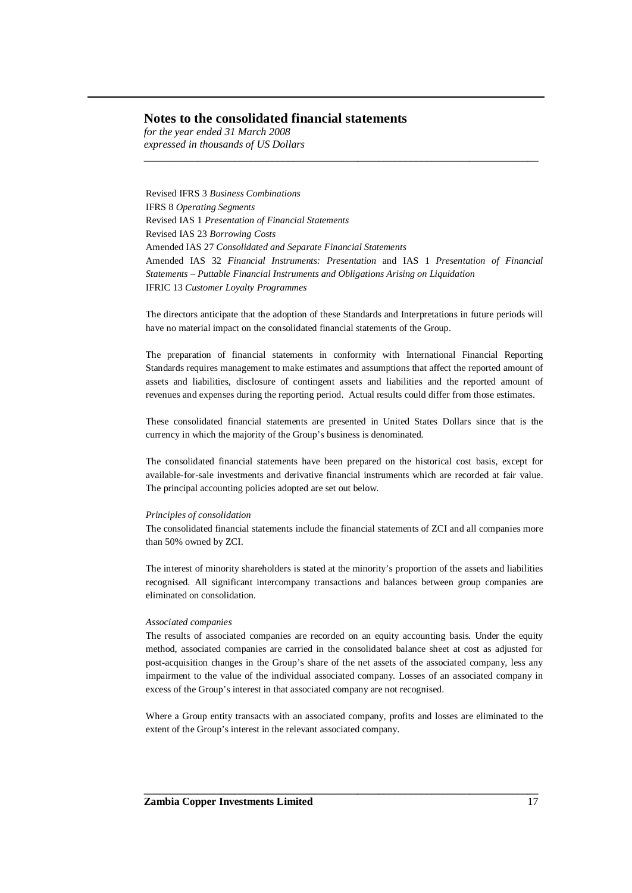Revised IFRS 3 *Business Combinations*
IFRS 8 *Operating Segments*
Revised IAS 1 *Presentation of Financial Statements*
Revised IAS 23 *Borrowing Costs*
Amended IAS 27 *Consolidated and Separate Financial Statements*
Amended IAS 32 *Financial Instruments: Presentation* and IAS 1 *Presentation of Financial Statements – Puttable Financial Instruments and Obligations Arising on Liquidation*
IFRIC 13 *Customer Loyalty Programmes*

The directors anticipate that the adoption of these Standards and Interpretations in future periods will have no material impact on the consolidated financial statements of the Group.

The preparation of financial statements in conformity with International Financial Reporting Standards requires management to make estimates and assumptions that affect the reported amount of assets and liabilities, disclosure of contingent assets and liabilities and the reported amount of revenues and expenses during the reporting period. Actual results could differ from those estimates.

These consolidated financial statements are presented in United States Dollars since that is the currency in which the majority of the Group's business is denominated.

The consolidated financial statements have been prepared on the historical cost basis, except for available-for-sale investments and derivative financial instruments which are recorded at fair value. The principal accounting policies adopted are set out below.

*Principles of consolidation*

The consolidated financial statements include the financial statements of ZCI and all companies more than 50% owned by ZCI.

The interest of minority shareholders is stated at the minority's proportion of the assets and liabilities recognised. All significant intercompany transactions and balances between group companies are eliminated on consolidation.

*Associated companies*

The results of associated companies are recorded on an equity accounting basis. Under the equity method, associated companies are carried in the consolidated balance sheet at cost as adjusted for post-acquisition changes in the Group's share of the net assets of the associated company, less any impairment to the value of the individual associated company. Losses of an associated company in excess of the Group's interest in that associated company are not recognised.

Where a Group entity transacts with an associated company, profits and losses are eliminated to the extent of the Group's interest in the relevant associated company.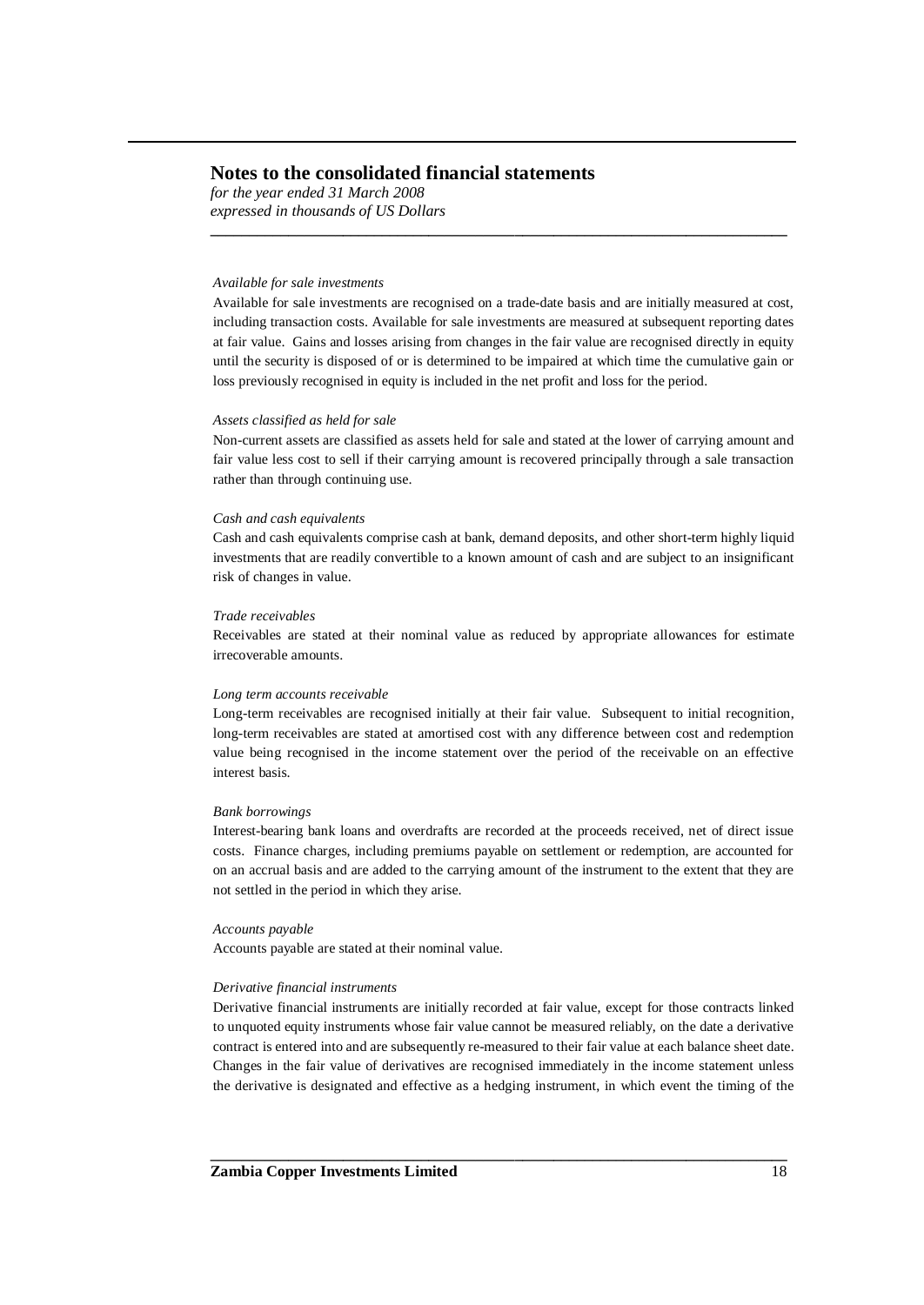*Available for sale investments*

Available for sale investments are recognised on a trade-date basis and are initially measured at cost, including transaction costs. Available for sale investments are measured at subsequent reporting dates at fair value. Gains and losses arising from changes in the fair value are recognised directly in equity until the security is disposed of or is determined to be impaired at which time the cumulative gain or loss previously recognised in equity is included in the net profit and loss for the period.

*Assets classified as held for sale*

Non-current assets are classified as assets held for sale and stated at the lower of carrying amount and fair value less cost to sell if their carrying amount is recovered principally through a sale transaction rather than through continuing use.

*Cash and cash equivalents*

Cash and cash equivalents comprise cash at bank, demand deposits, and other short-term highly liquid investments that are readily convertible to a known amount of cash and are subject to an insignificant risk of changes in value.

*Trade receivables*

Receivables are stated at their nominal value as reduced by appropriate allowances for estimate irrecoverable amounts.

*Long term accounts receivable*

Long-term receivables are recognised initially at their fair value. Subsequent to initial recognition, long-term receivables are stated at amortised cost with any difference between cost and redemption value being recognised in the income statement over the period of the receivable on an effective interest basis.

*Bank borrowings*

Interest-bearing bank loans and overdrafts are recorded at the proceeds received, net of direct issue costs. Finance charges, including premiums payable on settlement or redemption, are accounted for on an accrual basis and are added to the carrying amount of the instrument to the extent that they are not settled in the period in which they arise.

*Accounts payable*

Accounts payable are stated at their nominal value.

*Derivative financial instruments*

Derivative financial instruments are initially recorded at fair value, except for those contracts linked to unquoted equity instruments whose fair value cannot be measured reliably, on the date a derivative contract is entered into and are subsequently re-measured to their fair value at each balance sheet date. Changes in the fair value of derivatives are recognised immediately in the income statement unless the derivative is designated and effective as a hedging instrument, in which event the timing of the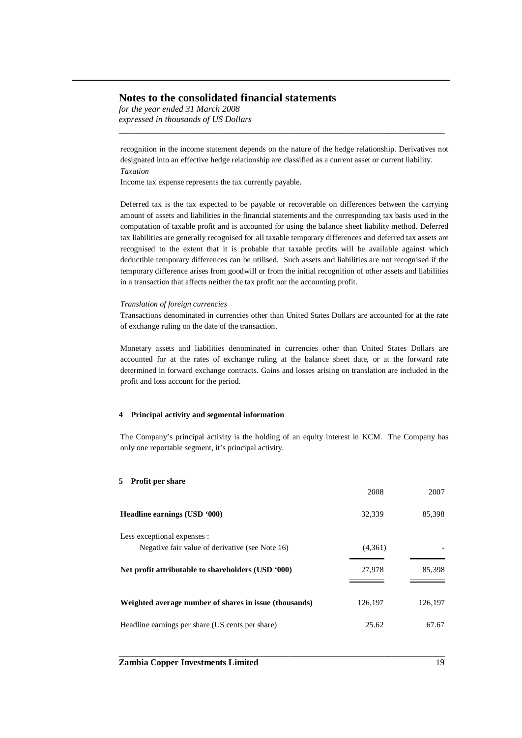recognition in the income statement depends on the nature of the hedge relationship. Derivatives not designated into an effective hedge relationship are classified as a current asset or current liability.

*Taxation*

Income tax expense represents the tax currently payable.

Deferred tax is the tax expected to be payable or recoverable on differences between the carrying amount of assets and liabilities in the financial statements and the corresponding tax basis used in the computation of taxable profit and is accounted for using the balance sheet liability method. Deferred tax liabilities are generally recognised for all taxable temporary differences and deferred tax assets are recognised to the extent that it is probable that taxable profits will be available against which deductible temporary differences can be utilised. Such assets and liabilities are not recognised if the temporary difference arises from goodwill or from the initial recognition of other assets and liabilities in a transaction that affects neither the tax profit nor the accounting profit.

*Translation of foreign currencies*

Transactions denominated in currencies other than United States Dollars are accounted for at the rate of exchange ruling on the date of the transaction.

Monetary assets and liabilities denominated in currencies other than United States Dollars are accounted for at the rates of exchange ruling at the balance sheet date, or at the forward rate determined in forward exchange contracts. Gains and losses arising on translation are included in the profit and loss account for the period.

#### 4 Principal activity and segmental information

The Company's principal activity is the holding of an equity interest in KCM. The Company has only one reportable segment, it's principal activity.

#### 5 Profit per share

| | 2008 | 2007 |
|---|---|---|
| **Headline earnings (USD '000)** | 32,339 | 85,398 |
| Less exceptional expenses : | | |
| Negative fair value of derivative (see Note 16) | (4,361) | - |
| **Net profit attributable to shareholders (USD '000)** | 27,978 | 85,398 |
| **Weighted average number of shares in issue (thousands)** | 126,197 | 126,197 |
| Headline earnings per share (US cents per share) | 25.62 | 67.67 |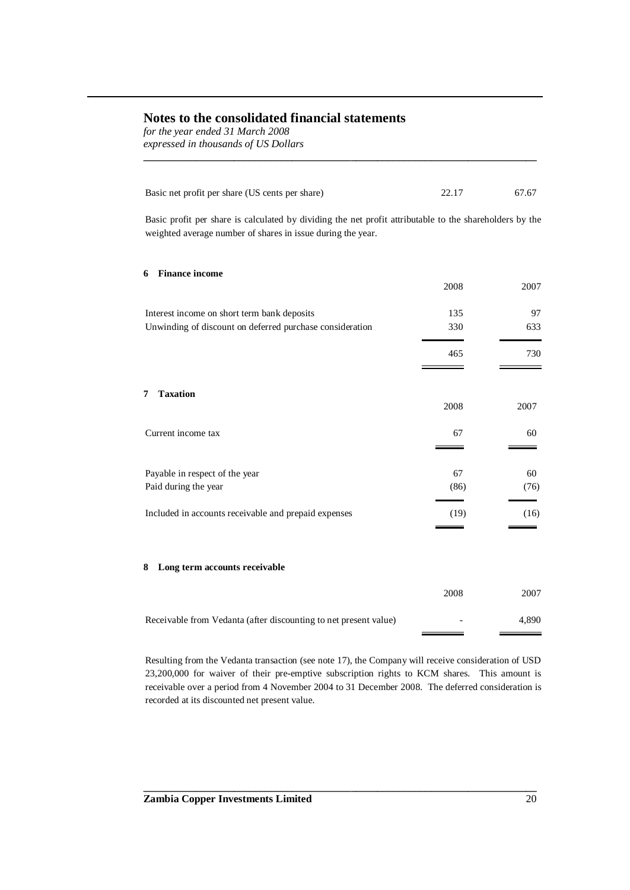# Notes to the consolidated financial statements

*for the year ended 31 March 2008*
*expressed in thousands of US Dollars*

| | | |
|---|---|---|
| Basic net profit per share (US cents per share) | 22.17 | 67.67 |

Basic profit per share is calculated by dividing the net profit attributable to the shareholders by the weighted average number of shares in issue during the year.

## 6 Finance income

| | 2008 | 2007 |
|---|---|---|
| Interest income on short term bank deposits | 135 | 97 |
| Unwinding of discount on deferred purchase consideration | 330 | 633 |
| | 465 | 730 |

## 7 Taxation

| | 2008 | 2007 |
|---|---|---|
| Current income tax | 67 | 60 |
| | | |
| Payable in respect of the year | 67 | 60 |
| Paid during the year | (86) | (76) |
| Included in accounts receivable and prepaid expenses | (19) | (16) |

## 8 Long term accounts receivable

| | 2008 | 2007 |
|---|---|---|
| Receivable from Vedanta (after discounting to net present value) | - | 4,890 |

Resulting from the Vedanta transaction (see note 17), the Company will receive consideration of USD 23,200,000 for waiver of their pre-emptive subscription rights to KCM shares. This amount is receivable over a period from 4 November 2004 to 31 December 2008. The deferred consideration is recorded at its discounted net present value.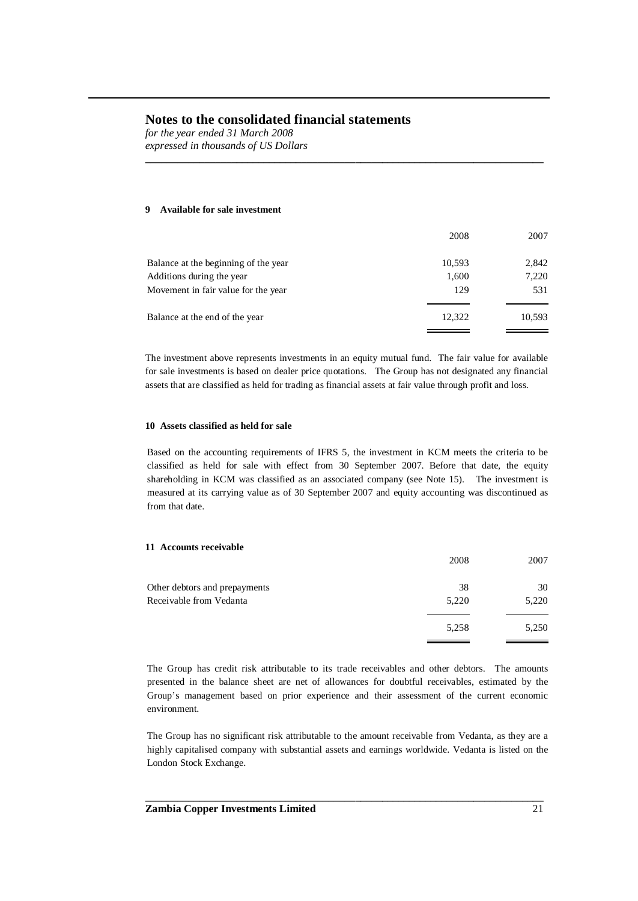# Notes to the consolidated financial statements

*for the year ended 31 March 2008*
*expressed in thousands of US Dollars*

### 9 Available for sale investment

| | 2008 | 2007 |
|---|---|---|
| Balance at the beginning of the year | 10,593 | 2,842 |
| Additions during the year | 1,600 | 7,220 |
| Movement in fair value for the year | 129 | 531 |
| Balance at the end of the year | 12,322 | 10,593 |

The investment above represents investments in an equity mutual fund. The fair value for available for sale investments is based on dealer price quotations. The Group has not designated any financial assets that are classified as held for trading as financial assets at fair value through profit and loss.

### 10 Assets classified as held for sale

Based on the accounting requirements of IFRS 5, the investment in KCM meets the criteria to be classified as held for sale with effect from 30 September 2007. Before that date, the equity shareholding in KCM was classified as an associated company (see Note 15). The investment is measured at its carrying value as of 30 September 2007 and equity accounting was discontinued as from that date.

### 11 Accounts receivable

| | 2008 | 2007 |
|---|---|---|
| Other debtors and prepayments | 38 | 30 |
| Receivable from Vedanta | 5,220 | 5,220 |
| | 5,258 | 5,250 |

The Group has credit risk attributable to its trade receivables and other debtors. The amounts presented in the balance sheet are net of allowances for doubtful receivables, estimated by the Group's management based on prior experience and their assessment of the current economic environment.

The Group has no significant risk attributable to the amount receivable from Vedanta, as they are a highly capitalised company with substantial assets and earnings worldwide. Vedanta is listed on the London Stock Exchange.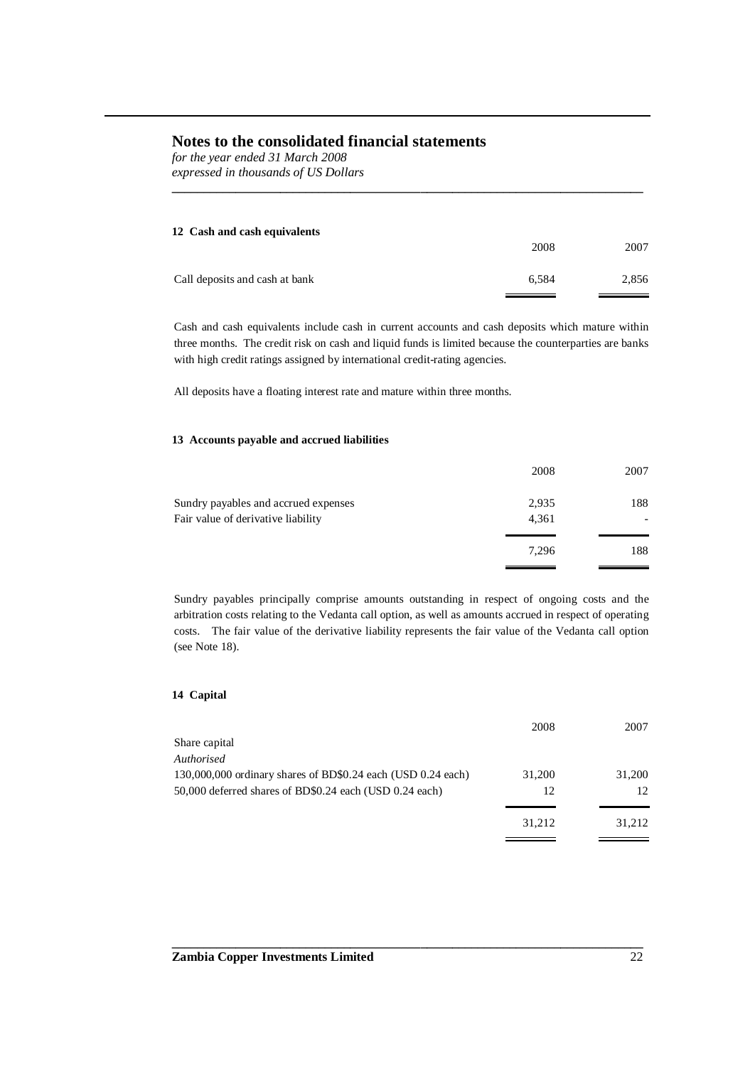## Notes to the consolidated financial statements

*for the year ended 31 March 2008*
*expressed in thousands of US Dollars*

### 12 Cash and cash equivalents

| | 2008 | 2007 |
|---|---|---|
| Call deposits and cash at bank | 6,584 | 2,856 |

Cash and cash equivalents include cash in current accounts and cash deposits which mature within three months. The credit risk on cash and liquid funds is limited because the counterparties are banks with high credit ratings assigned by international credit-rating agencies.

All deposits have a floating interest rate and mature within three months.

### 13 Accounts payable and accrued liabilities

| | 2008 | 2007 |
|---|---|---|
| Sundry payables and accrued expenses | 2,935 | 188 |
| Fair value of derivative liability | 4,361 | - |
| | 7,296 | 188 |

Sundry payables principally comprise amounts outstanding in respect of ongoing costs and the arbitration costs relating to the Vedanta call option, as well as amounts accrued in respect of operating costs. The fair value of the derivative liability represents the fair value of the Vedanta call option (see Note 18).

### 14 Capital

| | 2008 | 2007 |
|---|---|---|
| Share capital | | |
| *Authorised* | | |
| 130,000,000 ordinary shares of BD$0.24 each (USD 0.24 each) | 31,200 | 31,200 |
| 50,000 deferred shares of BD$0.24 each (USD 0.24 each) | 12 | 12 |
| | 31,212 | 31,212 |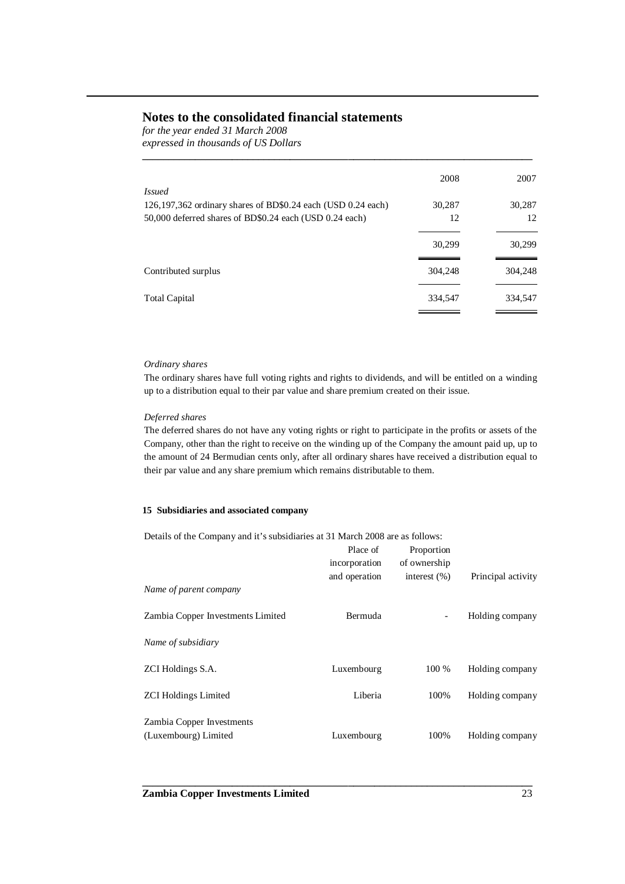# Notes to the consolidated financial statements

*for the year ended 31 March 2008*
*expressed in thousands of US Dollars*

| | 2008 | 2007 |
|---|---|---|
| *Issued* | | |
| 126,197,362 ordinary shares of BD$0.24 each (USD 0.24 each) | 30,287 | 30,287 |
| 50,000 deferred shares of BD$0.24 each (USD 0.24 each) | 12 | 12 |
| | 30,299 | 30,299 |
| Contributed surplus | 304,248 | 304,248 |
| Total Capital | 334,547 | 334,547 |

*Ordinary shares*

The ordinary shares have full voting rights and rights to dividends, and will be entitled on a winding up to a distribution equal to their par value and share premium created on their issue.

*Deferred shares*

The deferred shares do not have any voting rights or right to participate in the profits or assets of the Company, other than the right to receive on the winding up of the Company the amount paid up, up to the amount of 24 Bermudian cents only, after all ordinary shares have received a distribution equal to their par value and any share premium which remains distributable to them.

## 15 Subsidiaries and associated company

Details of the Company and it's subsidiaries at 31 March 2008 are as follows:

| | Place of incorporation and operation | Proportion of ownership interest (%) | Principal activity |
|---|---|---|---|
| *Name of parent company* | | | |
| Zambia Copper Investments Limited | Bermuda | - | Holding company |
| *Name of subsidiary* | | | |
| ZCI Holdings S.A. | Luxembourg | 100 % | Holding company |
| ZCI Holdings Limited | Liberia | 100% | Holding company |
| Zambia Copper Investments (Luxembourg) Limited | Luxembourg | 100% | Holding company |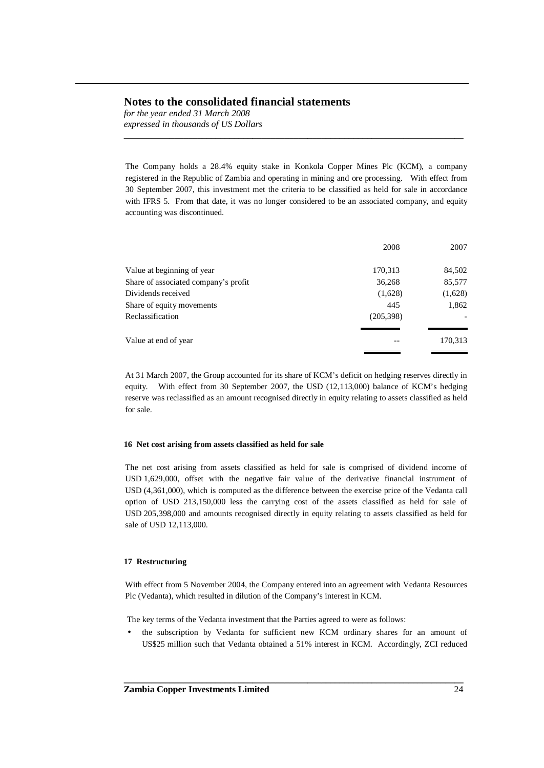The Company holds a 28.4% equity stake in Konkola Copper Mines Plc (KCM), a company registered in the Republic of Zambia and operating in mining and ore processing. With effect from 30 September 2007, this investment met the criteria to be classified as held for sale in accordance with IFRS 5. From that date, it was no longer considered to be an associated company, and equity accounting was discontinued.

| | 2008 | 2007 |
|---|---|---|
| Value at beginning of year | 170,313 | 84,502 |
| Share of associated company's profit | 36,268 | 85,577 |
| Dividends received | (1,628) | (1,628) |
| Share of equity movements | 445 | 1,862 |
| Reclassification | (205,398) | - |
| Value at end of year | -- | 170,313 |

At 31 March 2007, the Group accounted for its share of KCM's deficit on hedging reserves directly in equity. With effect from 30 September 2007, the USD (12,113,000) balance of KCM's hedging reserve was reclassified as an amount recognised directly in equity relating to assets classified as held for sale.

#### 16 Net cost arising from assets classified as held for sale

The net cost arising from assets classified as held for sale is comprised of dividend income of USD 1,629,000, offset with the negative fair value of the derivative financial instrument of USD (4,361,000), which is computed as the difference between the exercise price of the Vedanta call option of USD 213,150,000 less the carrying cost of the assets classified as held for sale of USD 205,398,000 and amounts recognised directly in equity relating to assets classified as held for sale of USD 12,113,000.

#### 17 Restructuring

With effect from 5 November 2004, the Company entered into an agreement with Vedanta Resources Plc (Vedanta), which resulted in dilution of the Company's interest in KCM.

The key terms of the Vedanta investment that the Parties agreed to were as follows:

- the subscription by Vedanta for sufficient new KCM ordinary shares for an amount of US$25 million such that Vedanta obtained a 51% interest in KCM. Accordingly, ZCI reduced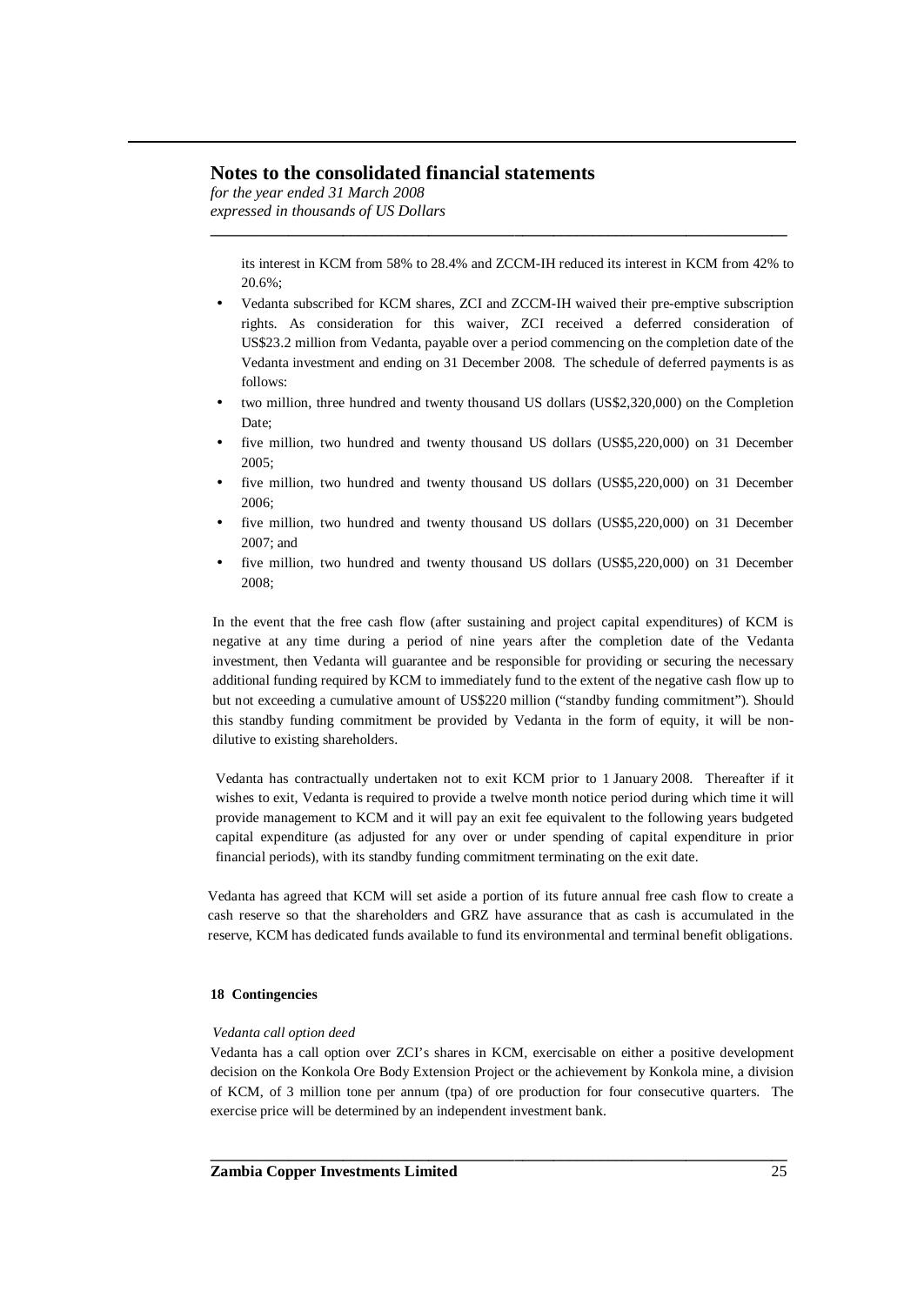its interest in KCM from 58% to 28.4% and ZCCM-IH reduced its interest in KCM from 42% to 20.6%;

- Vedanta subscribed for KCM shares, ZCI and ZCCM-IH waived their pre-emptive subscription rights. As consideration for this waiver, ZCI received a deferred consideration of US$23.2 million from Vedanta, payable over a period commencing on the completion date of the Vedanta investment and ending on 31 December 2008. The schedule of deferred payments is as follows:
- two million, three hundred and twenty thousand US dollars (US$2,320,000) on the Completion Date;
- five million, two hundred and twenty thousand US dollars (US$5,220,000) on 31 December 2005;
- five million, two hundred and twenty thousand US dollars (US$5,220,000) on 31 December 2006;
- five million, two hundred and twenty thousand US dollars (US$5,220,000) on 31 December 2007; and
- five million, two hundred and twenty thousand US dollars (US$5,220,000) on 31 December 2008;

In the event that the free cash flow (after sustaining and project capital expenditures) of KCM is negative at any time during a period of nine years after the completion date of the Vedanta investment, then Vedanta will guarantee and be responsible for providing or securing the necessary additional funding required by KCM to immediately fund to the extent of the negative cash flow up to but not exceeding a cumulative amount of US$220 million ("standby funding commitment"). Should this standby funding commitment be provided by Vedanta in the form of equity, it will be non-dilutive to existing shareholders.

Vedanta has contractually undertaken not to exit KCM prior to 1 January 2008. Thereafter if it wishes to exit, Vedanta is required to provide a twelve month notice period during which time it will provide management to KCM and it will pay an exit fee equivalent to the following years budgeted capital expenditure (as adjusted for any over or under spending of capital expenditure in prior financial periods), with its standby funding commitment terminating on the exit date.

Vedanta has agreed that KCM will set aside a portion of its future annual free cash flow to create a cash reserve so that the shareholders and GRZ have assurance that as cash is accumulated in the reserve, KCM has dedicated funds available to fund its environmental and terminal benefit obligations.

#### 18 Contingencies

*Vedanta call option deed*

Vedanta has a call option over ZCI's shares in KCM, exercisable on either a positive development decision on the Konkola Ore Body Extension Project or the achievement by Konkola mine, a division of KCM, of 3 million tone per annum (tpa) of ore production for four consecutive quarters. The exercise price will be determined by an independent investment bank.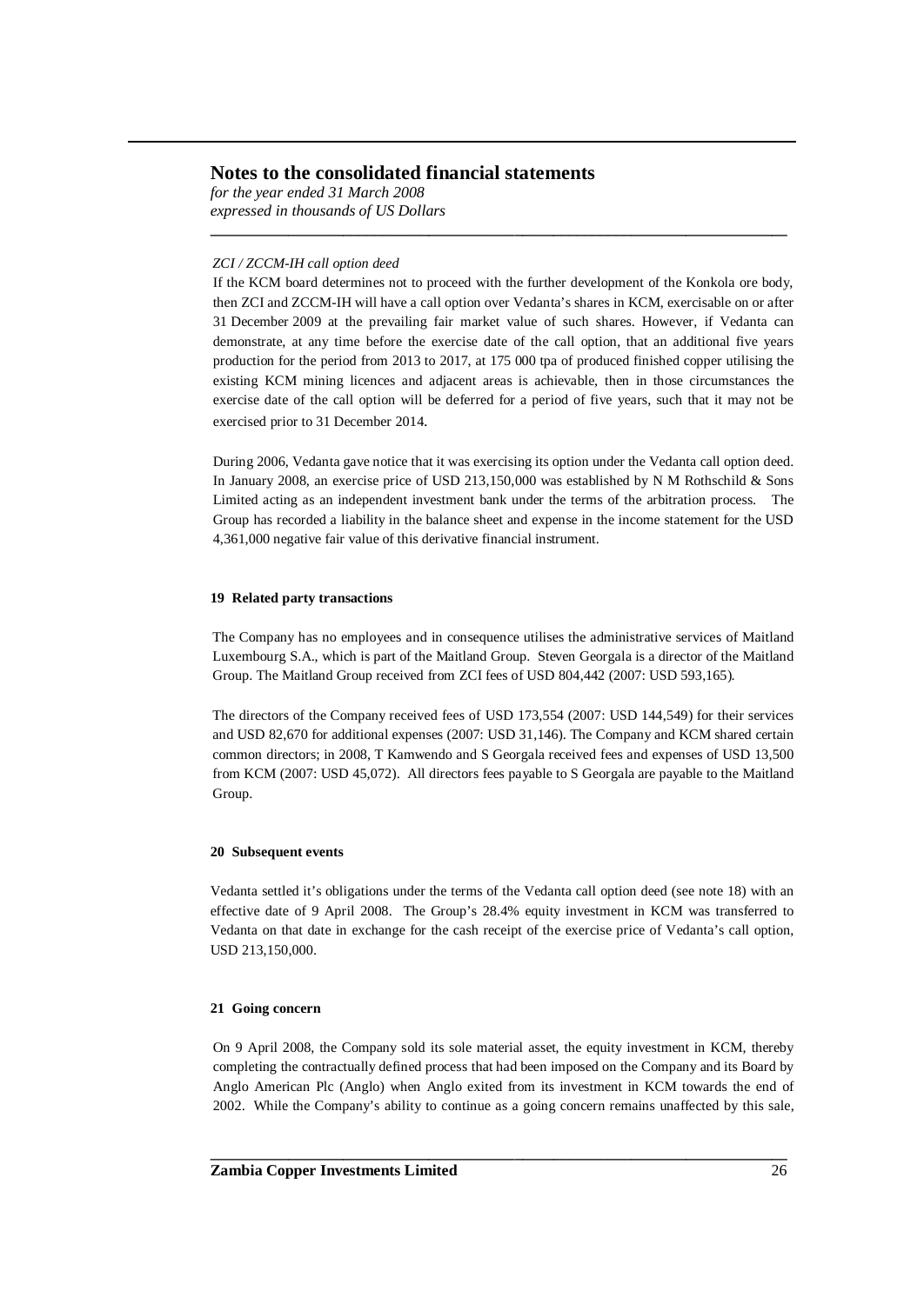*ZCI / ZCCM-IH call option deed*

If the KCM board determines not to proceed with the further development of the Konkola ore body, then ZCI and ZCCM-IH will have a call option over Vedanta's shares in KCM, exercisable on or after 31 December 2009 at the prevailing fair market value of such shares. However, if Vedanta can demonstrate, at any time before the exercise date of the call option, that an additional five years production for the period from 2013 to 2017, at 175 000 tpa of produced finished copper utilising the existing KCM mining licences and adjacent areas is achievable, then in those circumstances the exercise date of the call option will be deferred for a period of five years, such that it may not be exercised prior to 31 December 2014.

During 2006, Vedanta gave notice that it was exercising its option under the Vedanta call option deed. In January 2008, an exercise price of USD 213,150,000 was established by N M Rothschild & Sons Limited acting as an independent investment bank under the terms of the arbitration process. The Group has recorded a liability in the balance sheet and expense in the income statement for the USD 4,361,000 negative fair value of this derivative financial instrument.

### 19 Related party transactions

The Company has no employees and in consequence utilises the administrative services of Maitland Luxembourg S.A., which is part of the Maitland Group. Steven Georgala is a director of the Maitland Group. The Maitland Group received from ZCI fees of USD 804,442 (2007: USD 593,165).

The directors of the Company received fees of USD 173,554 (2007: USD 144,549) for their services and USD 82,670 for additional expenses (2007: USD 31,146). The Company and KCM shared certain common directors; in 2008, T Kamwendo and S Georgala received fees and expenses of USD 13,500 from KCM (2007: USD 45,072). All directors fees payable to S Georgala are payable to the Maitland Group.

### 20 Subsequent events

Vedanta settled it's obligations under the terms of the Vedanta call option deed (see note 18) with an effective date of 9 April 2008. The Group's 28.4% equity investment in KCM was transferred to Vedanta on that date in exchange for the cash receipt of the exercise price of Vedanta's call option, USD 213,150,000.

### 21 Going concern

On 9 April 2008, the Company sold its sole material asset, the equity investment in KCM, thereby completing the contractually defined process that had been imposed on the Company and its Board by Anglo American Plc (Anglo) when Anglo exited from its investment in KCM towards the end of 2002. While the Company's ability to continue as a going concern remains unaffected by this sale,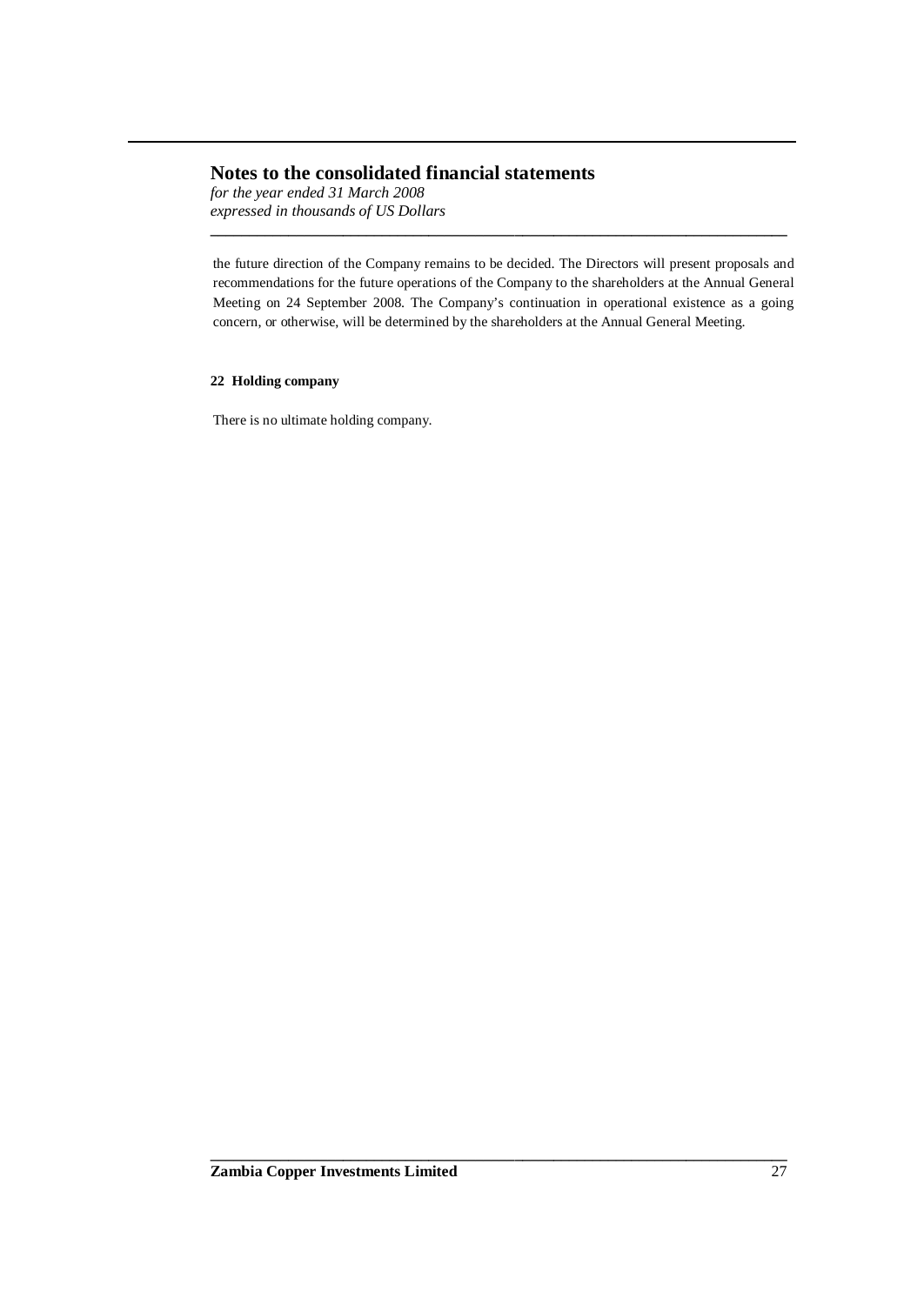the future direction of the Company remains to be decided. The Directors will present proposals and recommendations for the future operations of the Company to the shareholders at the Annual General Meeting on 24 September 2008. The Company's continuation in operational existence as a going concern, or otherwise, will be determined by the shareholders at the Annual General Meeting.

**22 Holding company**

There is no ultimate holding company.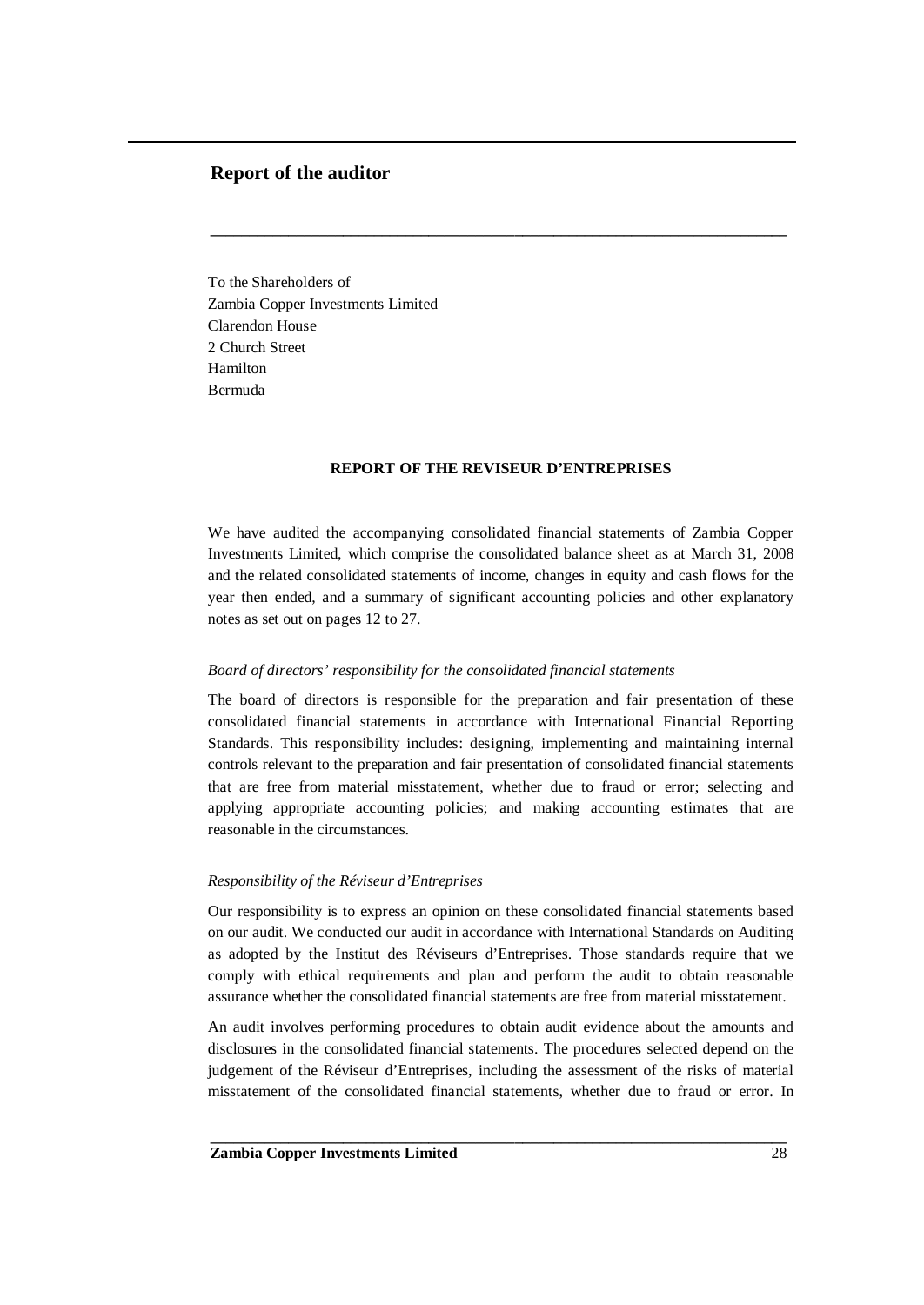# Report of the auditor

To the Shareholders of
Zambia Copper Investments Limited
Clarendon House
2 Church Street
Hamilton
Bermuda

**REPORT OF THE REVISEUR D'ENTREPRISES**

We have audited the accompanying consolidated financial statements of Zambia Copper Investments Limited, which comprise the consolidated balance sheet as at March 31, 2008 and the related consolidated statements of income, changes in equity and cash flows for the year then ended, and a summary of significant accounting policies and other explanatory notes as set out on pages 12 to 27.

*Board of directors' responsibility for the consolidated financial statements*

The board of directors is responsible for the preparation and fair presentation of these consolidated financial statements in accordance with International Financial Reporting Standards. This responsibility includes: designing, implementing and maintaining internal controls relevant to the preparation and fair presentation of consolidated financial statements that are free from material misstatement, whether due to fraud or error; selecting and applying appropriate accounting policies; and making accounting estimates that are reasonable in the circumstances.

*Responsibility of the Réviseur d'Entreprises*

Our responsibility is to express an opinion on these consolidated financial statements based on our audit. We conducted our audit in accordance with International Standards on Auditing as adopted by the Institut des Réviseurs d'Entreprises. Those standards require that we comply with ethical requirements and plan and perform the audit to obtain reasonable assurance whether the consolidated financial statements are free from material misstatement.

An audit involves performing procedures to obtain audit evidence about the amounts and disclosures in the consolidated financial statements. The procedures selected depend on the judgement of the Réviseur d'Entreprises, including the assessment of the risks of material misstatement of the consolidated financial statements, whether due to fraud or error. In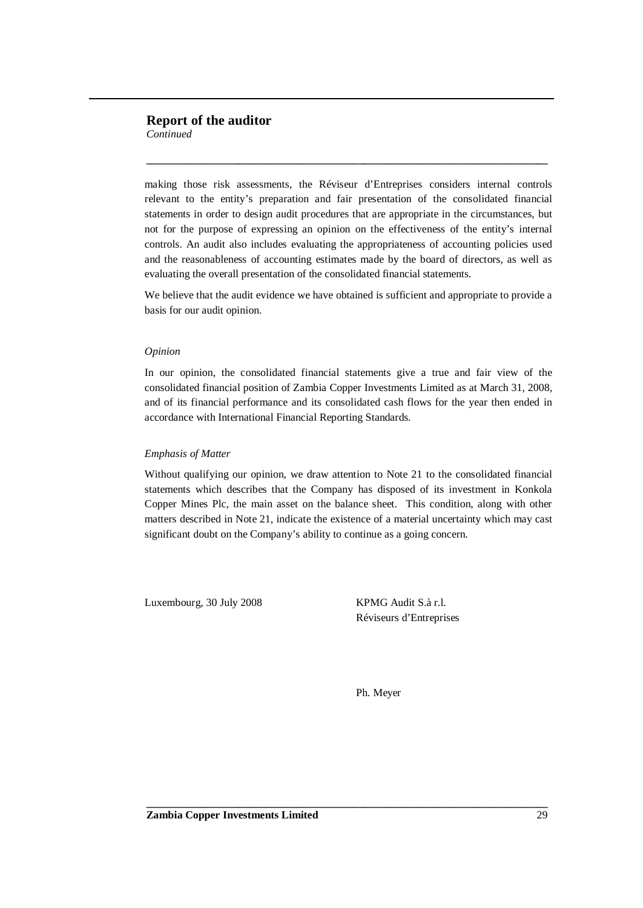## Report of the auditor

*Continued*

making those risk assessments, the Réviseur d'Entreprises considers internal controls relevant to the entity's preparation and fair presentation of the consolidated financial statements in order to design audit procedures that are appropriate in the circumstances, but not for the purpose of expressing an opinion on the effectiveness of the entity's internal controls. An audit also includes evaluating the appropriateness of accounting policies used and the reasonableness of accounting estimates made by the board of directors, as well as evaluating the overall presentation of the consolidated financial statements.

We believe that the audit evidence we have obtained is sufficient and appropriate to provide a basis for our audit opinion.

*Opinion*

In our opinion, the consolidated financial statements give a true and fair view of the consolidated financial position of Zambia Copper Investments Limited as at March 31, 2008, and of its financial performance and its consolidated cash flows for the year then ended in accordance with International Financial Reporting Standards.

*Emphasis of Matter*

Without qualifying our opinion, we draw attention to Note 21 to the consolidated financial statements which describes that the Company has disposed of its investment in Konkola Copper Mines Plc, the main asset on the balance sheet. This condition, along with other matters described in Note 21, indicate the existence of a material uncertainty which may cast significant doubt on the Company's ability to continue as a going concern.

Luxembourg, 30 July 2008

KPMG Audit S.à r.l.
Réviseurs d'Entreprises

Ph. Meyer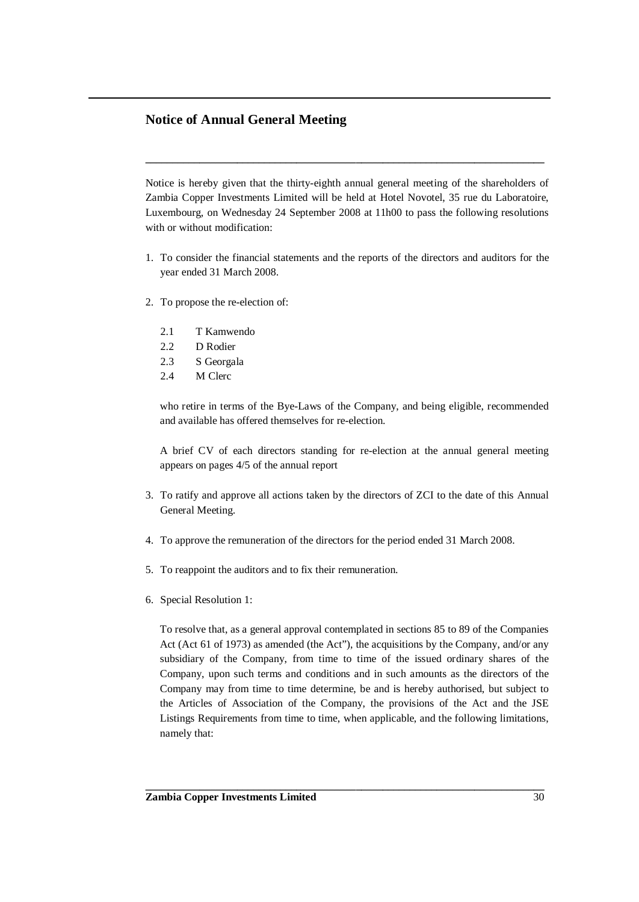## Notice of Annual General Meeting

Notice is hereby given that the thirty-eighth annual general meeting of the shareholders of Zambia Copper Investments Limited will be held at Hotel Novotel, 35 rue du Laboratoire, Luxembourg, on Wednesday 24 September 2008 at 11h00 to pass the following resolutions with or without modification:

1. To consider the financial statements and the reports of the directors and auditors for the year ended 31 March 2008.

2. To propose the re-election of:

   2.1 T Kamwendo
   2.2 D Rodier
   2.3 S Georgala
   2.4 M Clerc

   who retire in terms of the Bye-Laws of the Company, and being eligible, recommended and available has offered themselves for re-election.

   A brief CV of each directors standing for re-election at the annual general meeting appears on pages 4/5 of the annual report

3. To ratify and approve all actions taken by the directors of ZCI to the date of this Annual General Meeting.

4. To approve the remuneration of the directors for the period ended 31 March 2008.

5. To reappoint the auditors and to fix their remuneration.

6. Special Resolution 1:

   To resolve that, as a general approval contemplated in sections 85 to 89 of the Companies Act (Act 61 of 1973) as amended (the Act"), the acquisitions by the Company, and/or any subsidiary of the Company, from time to time of the issued ordinary shares of the Company, upon such terms and conditions and in such amounts as the directors of the Company may from time to time determine, be and is hereby authorised, but subject to the Articles of Association of the Company, the provisions of the Act and the JSE Listings Requirements from time to time, when applicable, and the following limitations, namely that: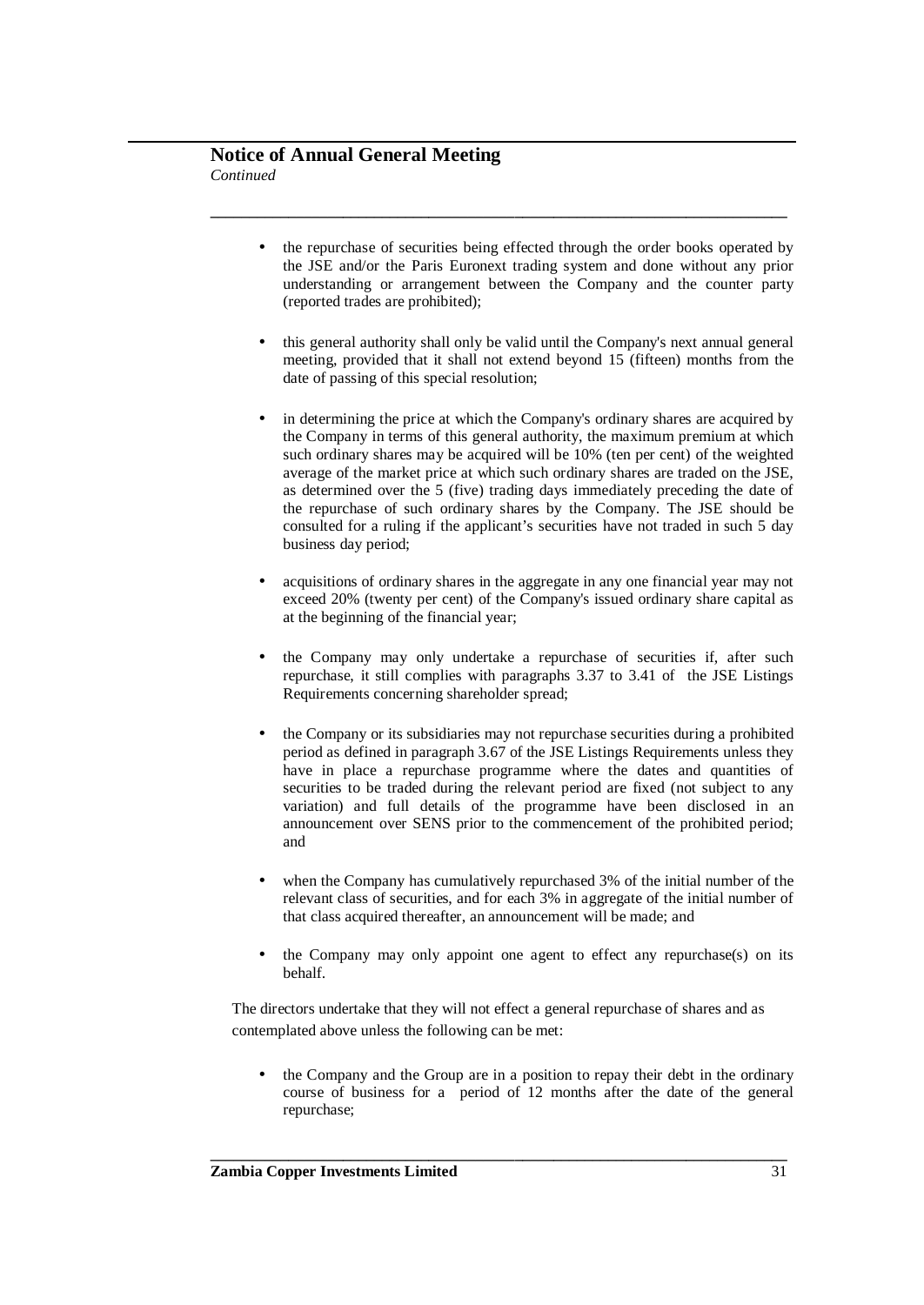- the repurchase of securities being effected through the order books operated by the JSE and/or the Paris Euronext trading system and done without any prior understanding or arrangement between the Company and the counter party (reported trades are prohibited);

- this general authority shall only be valid until the Company's next annual general meeting, provided that it shall not extend beyond 15 (fifteen) months from the date of passing of this special resolution;

- in determining the price at which the Company's ordinary shares are acquired by the Company in terms of this general authority, the maximum premium at which such ordinary shares may be acquired will be 10% (ten per cent) of the weighted average of the market price at which such ordinary shares are traded on the JSE, as determined over the 5 (five) trading days immediately preceding the date of the repurchase of such ordinary shares by the Company. The JSE should be consulted for a ruling if the applicant's securities have not traded in such 5 day business day period;

- acquisitions of ordinary shares in the aggregate in any one financial year may not exceed 20% (twenty per cent) of the Company's issued ordinary share capital as at the beginning of the financial year;

- the Company may only undertake a repurchase of securities if, after such repurchase, it still complies with paragraphs 3.37 to 3.41 of the JSE Listings Requirements concerning shareholder spread;

- the Company or its subsidiaries may not repurchase securities during a prohibited period as defined in paragraph 3.67 of the JSE Listings Requirements unless they have in place a repurchase programme where the dates and quantities of securities to be traded during the relevant period are fixed (not subject to any variation) and full details of the programme have been disclosed in an announcement over SENS prior to the commencement of the prohibited period; and

- when the Company has cumulatively repurchased 3% of the initial number of the relevant class of securities, and for each 3% in aggregate of the initial number of that class acquired thereafter, an announcement will be made; and

- the Company may only appoint one agent to effect any repurchase(s) on its behalf.

The directors undertake that they will not effect a general repurchase of shares and as contemplated above unless the following can be met:

- the Company and the Group are in a position to repay their debt in the ordinary course of business for a period of 12 months after the date of the general repurchase;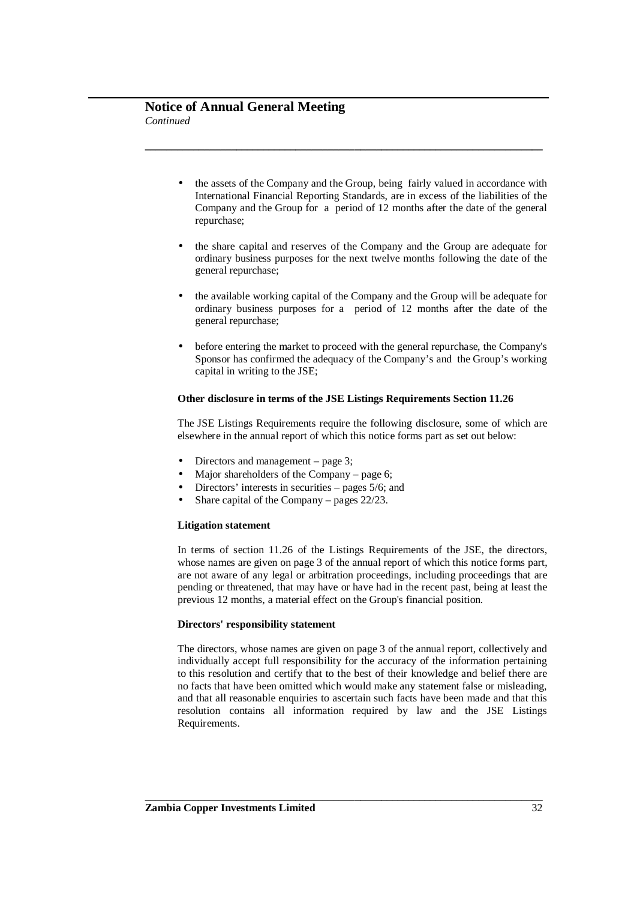- the assets of the Company and the Group, being fairly valued in accordance with International Financial Reporting Standards, are in excess of the liabilities of the Company and the Group for a period of 12 months after the date of the general repurchase;

- the share capital and reserves of the Company and the Group are adequate for ordinary business purposes for the next twelve months following the date of the general repurchase;

- the available working capital of the Company and the Group will be adequate for ordinary business purposes for a period of 12 months after the date of the general repurchase;

- before entering the market to proceed with the general repurchase, the Company's Sponsor has confirmed the adequacy of the Company's and the Group's working capital in writing to the JSE;

**Other disclosure in terms of the JSE Listings Requirements Section 11.26**

The JSE Listings Requirements require the following disclosure, some of which are elsewhere in the annual report of which this notice forms part as set out below:

- Directors and management – page 3;
- Major shareholders of the Company – page 6;
- Directors' interests in securities – pages 5/6; and
- Share capital of the Company – pages 22/23.

**Litigation statement**

In terms of section 11.26 of the Listings Requirements of the JSE, the directors, whose names are given on page 3 of the annual report of which this notice forms part, are not aware of any legal or arbitration proceedings, including proceedings that are pending or threatened, that may have or have had in the recent past, being at least the previous 12 months, a material effect on the Group's financial position.

**Directors' responsibility statement**

The directors, whose names are given on page 3 of the annual report, collectively and individually accept full responsibility for the accuracy of the information pertaining to this resolution and certify that to the best of their knowledge and belief there are no facts that have been omitted which would make any statement false or misleading, and that all reasonable enquiries to ascertain such facts have been made and that this resolution contains all information required by law and the JSE Listings Requirements.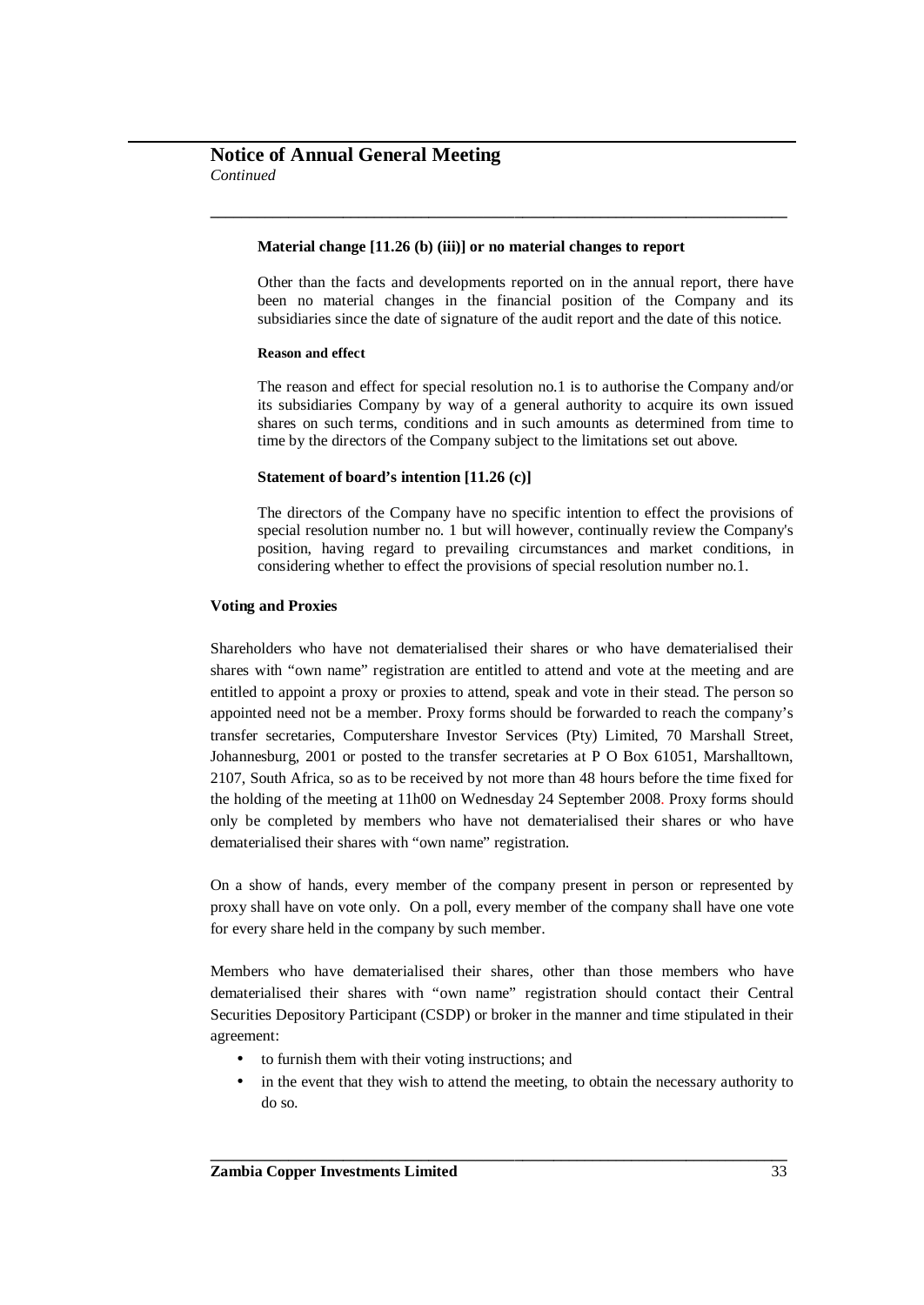**Material change [11.26 (b) (iii)] or no material changes to report**

Other than the facts and developments reported on in the annual report, there have been no material changes in the financial position of the Company and its subsidiaries since the date of signature of the audit report and the date of this notice.

**Reason and effect**

The reason and effect for special resolution no.1 is to authorise the Company and/or its subsidiaries Company by way of a general authority to acquire its own issued shares on such terms, conditions and in such amounts as determined from time to time by the directors of the Company subject to the limitations set out above.

**Statement of board's intention [11.26 (c)]**

The directors of the Company have no specific intention to effect the provisions of special resolution number no. 1 but will however, continually review the Company's position, having regard to prevailing circumstances and market conditions, in considering whether to effect the provisions of special resolution number no.1.

**Voting and Proxies**

Shareholders who have not dematerialised their shares or who have dematerialised their shares with "own name" registration are entitled to attend and vote at the meeting and are entitled to appoint a proxy or proxies to attend, speak and vote in their stead. The person so appointed need not be a member. Proxy forms should be forwarded to reach the company's transfer secretaries, Computershare Investor Services (Pty) Limited, 70 Marshall Street, Johannesburg, 2001 or posted to the transfer secretaries at P O Box 61051, Marshalltown, 2107, South Africa, so as to be received by not more than 48 hours before the time fixed for the holding of the meeting at 11h00 on Wednesday 24 September 2008. Proxy forms should only be completed by members who have not dematerialised their shares or who have dematerialised their shares with "own name" registration.

On a show of hands, every member of the company present in person or represented by proxy shall have on vote only. On a poll, every member of the company shall have one vote for every share held in the company by such member.

Members who have dematerialised their shares, other than those members who have dematerialised their shares with "own name" registration should contact their Central Securities Depository Participant (CSDP) or broker in the manner and time stipulated in their agreement:

- to furnish them with their voting instructions; and
- in the event that they wish to attend the meeting, to obtain the necessary authority to do so.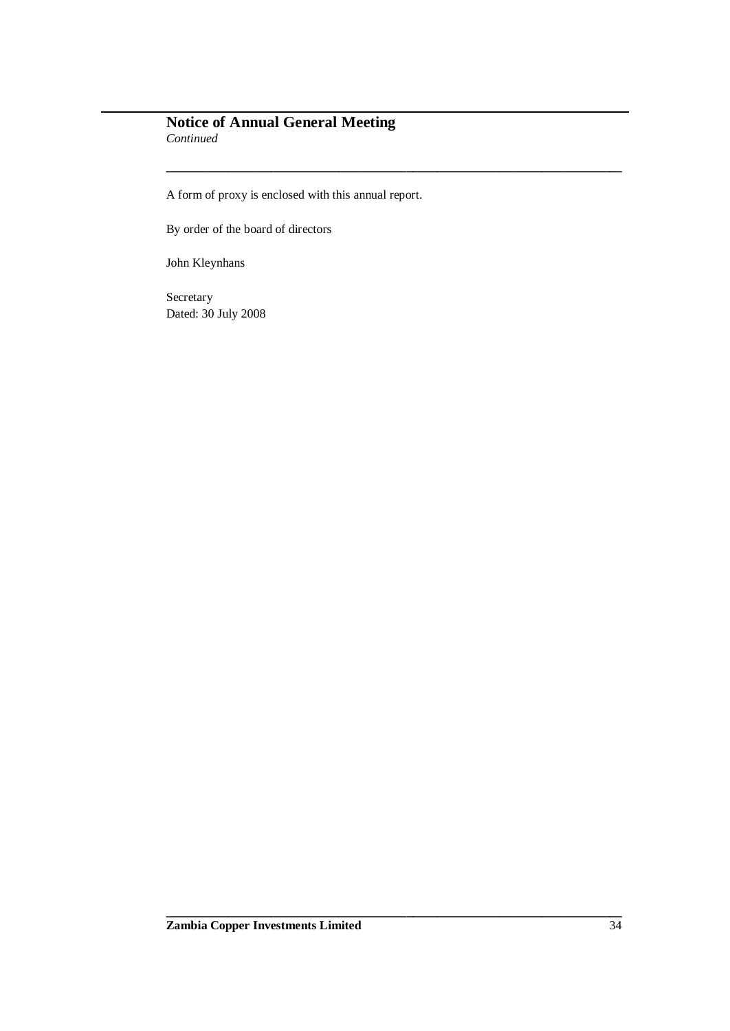## Notice of Annual General Meeting

*Continued*

A form of proxy is enclosed with this annual report.

By order of the board of directors

John Kleynhans

Secretary
Dated: 30 July 2008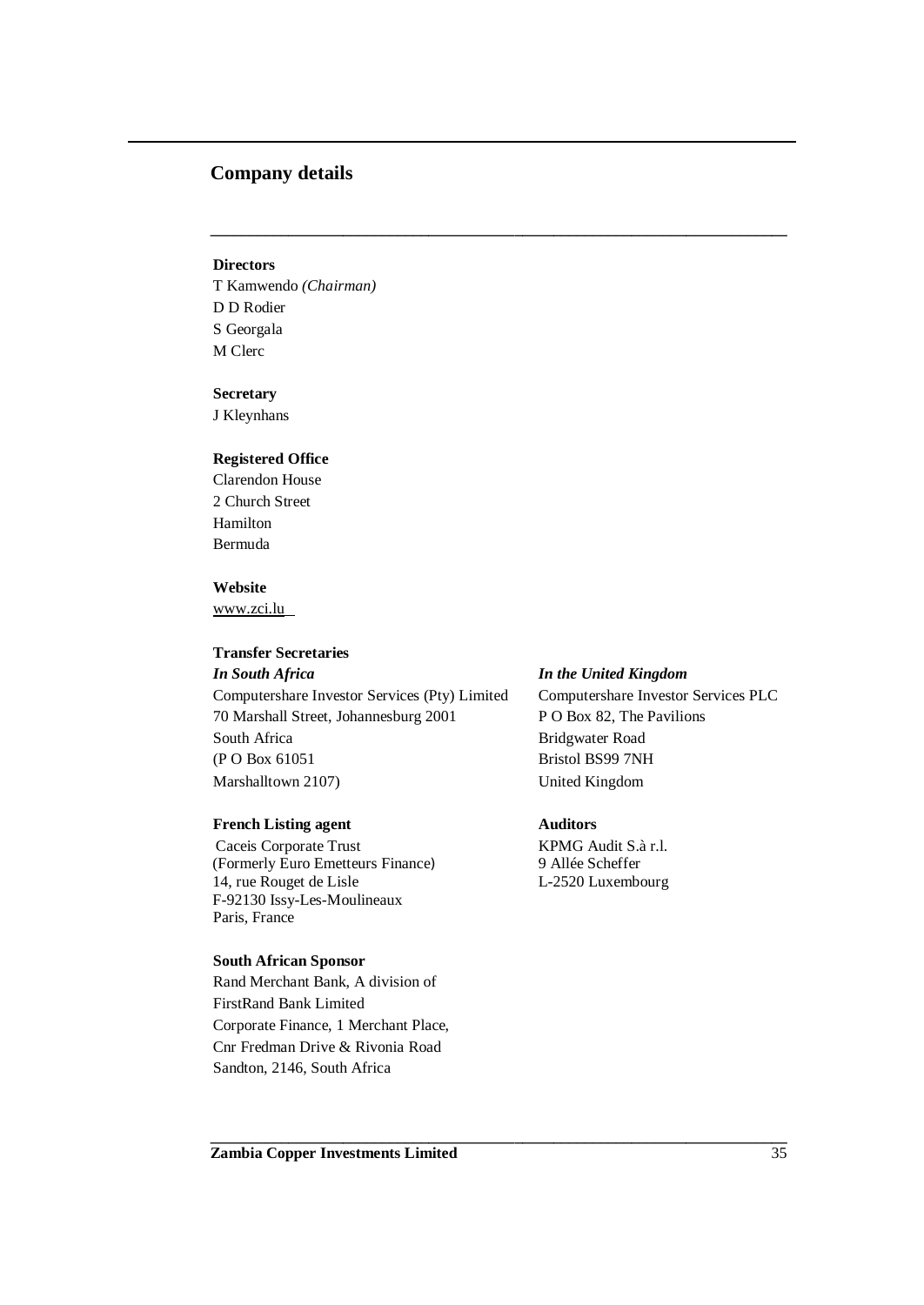## Company details

**Directors**

T Kamwendo *(Chairman)*
D D Rodier
S Georgala
M Clerc

**Secretary**

J Kleynhans

**Registered Office**

Clarendon House
2 Church Street
Hamilton
Bermuda

**Website**

www.zci.lu

**Transfer Secretaries**

***In South Africa***

Computershare Investor Services (Pty) Limited
70 Marshall Street, Johannesburg 2001
South Africa
(P O Box 61051
Marshalltown 2107)

***In the United Kingdom***

Computershare Investor Services PLC
P O Box 82, The Pavilions
Bridgwater Road
Bristol BS99 7NH
United Kingdom

**French Listing agent**

Caceis Corporate Trust
(Formerly Euro Emetteurs Finance)
14, rue Rouget de Lisle
F-92130 Issy-Les-Moulineaux
Paris, France

**Auditors**

KPMG Audit S.à r.l.
9 Allée Scheffer
L-2520 Luxembourg

**South African Sponsor**

Rand Merchant Bank, A division of
FirstRand Bank Limited
Corporate Finance, 1 Merchant Place,
Cnr Fredman Drive & Rivonia Road
Sandton, 2146, South Africa